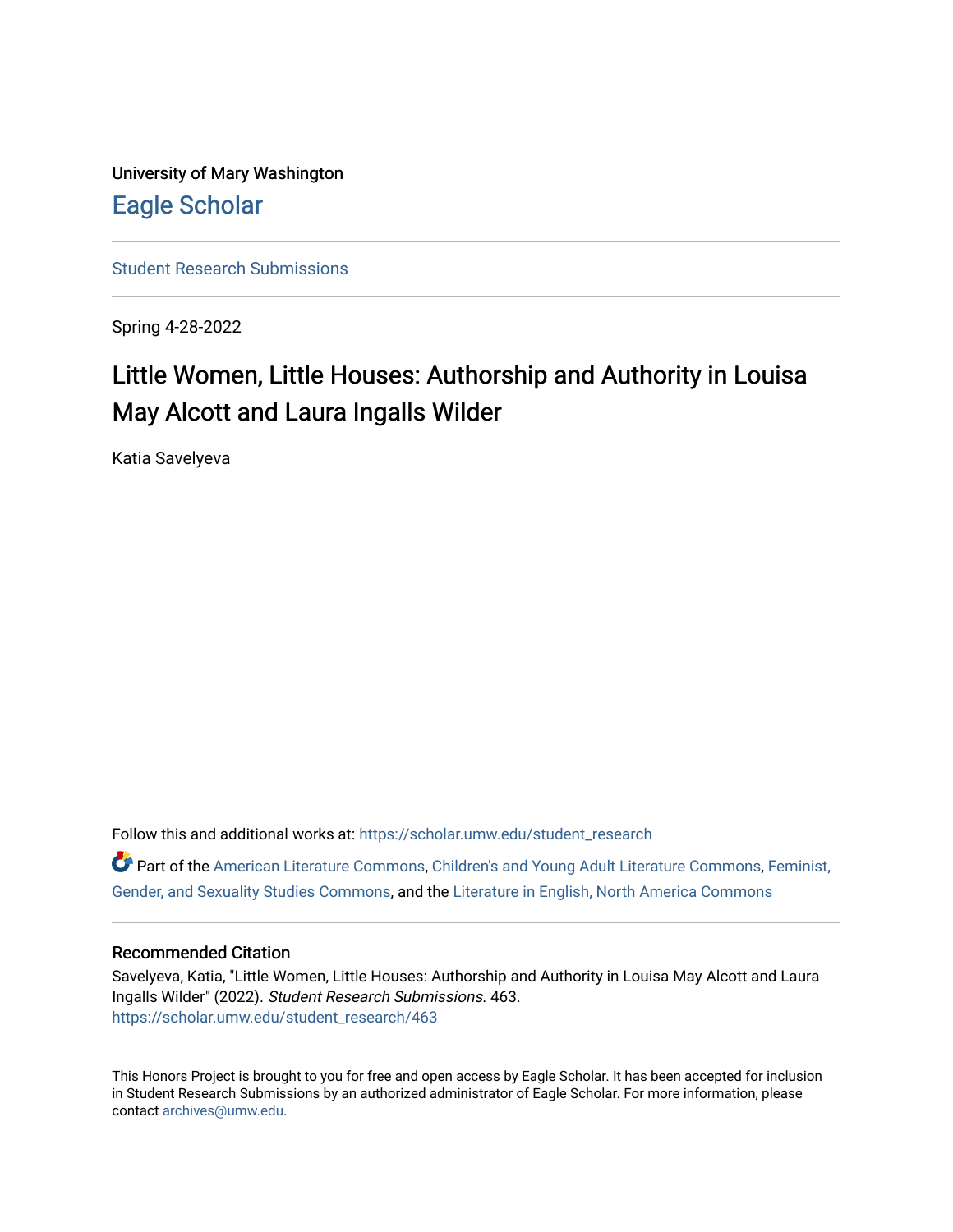University of Mary Washington

# Eagle Scholar

Student Research Submissions

Spring 4-28-2022

## Little Women, Little Houses: Authorship and Authority in Louisa May Alcott and Laura Ingalls Wilder

Katia Savelyeva

Follow this and additional works at: https://scholar.umw.edu/student_research

Part of the American Literature Commons, Children's and Young Adult Literature Commons, Feminist, Gender, and Sexuality Studies Commons, and the Literature in English, North America Commons

### Recommended Citation

Savelyeva, Katia, "Little Women, Little Houses: Authorship and Authority in Louisa May Alcott and Laura Ingalls Wilder" (2022). *Student Research Submissions.* 463.
https://scholar.umw.edu/student_research/463

This Honors Project is brought to you for free and open access by Eagle Scholar. It has been accepted for inclusion in Student Research Submissions by an authorized administrator of Eagle Scholar. For more information, please contact archives@umw.edu.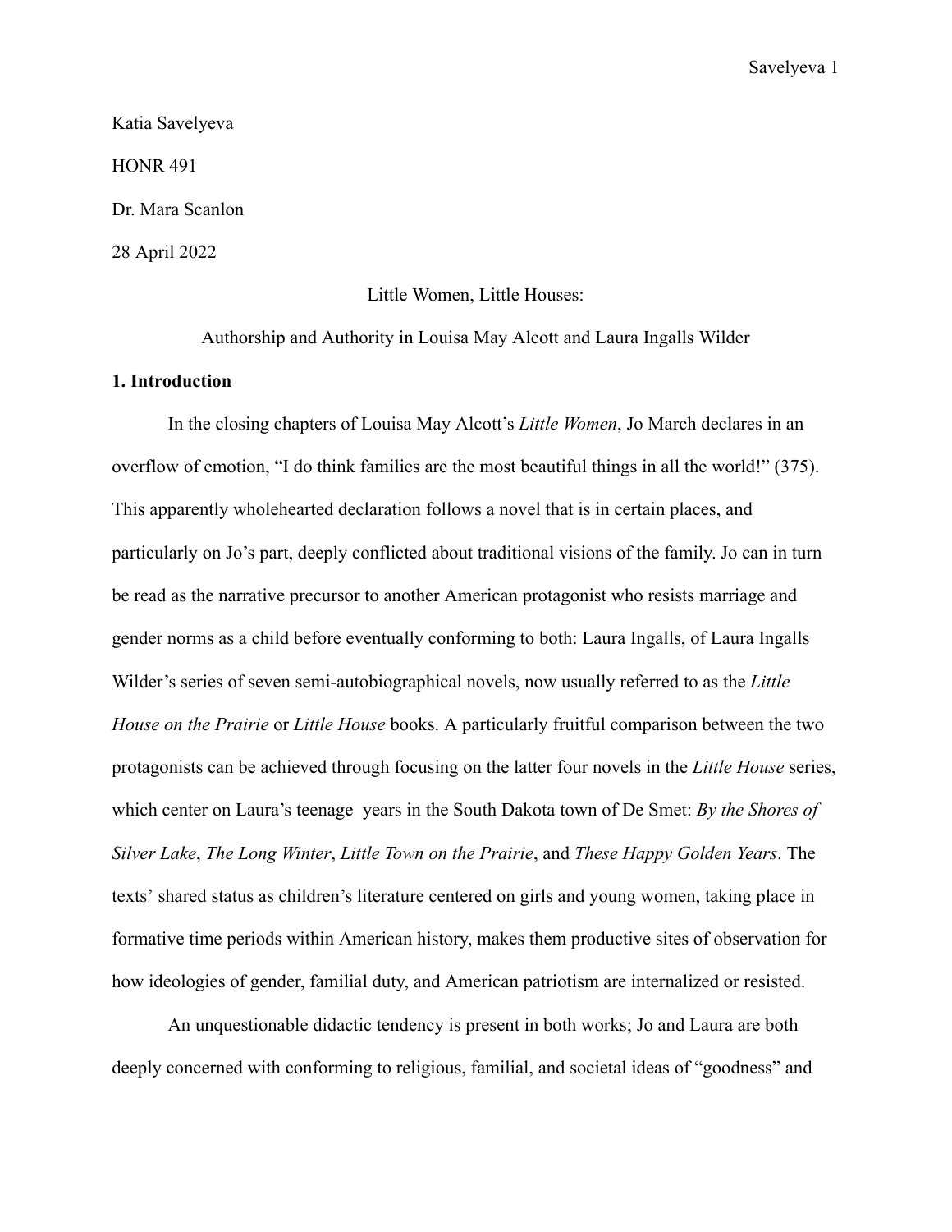Katia Savelyeva

HONR 491

Dr. Mara Scanlon

28 April 2022

Little Women, Little Houses:

Authorship and Authority in Louisa May Alcott and Laura Ingalls Wilder

**1. Introduction**

In the closing chapters of Louisa May Alcott's *Little Women*, Jo March declares in an overflow of emotion, "I do think families are the most beautiful things in all the world!" (375). This apparently wholehearted declaration follows a novel that is in certain places, and particularly on Jo's part, deeply conflicted about traditional visions of the family. Jo can in turn be read as the narrative precursor to another American protagonist who resists marriage and gender norms as a child before eventually conforming to both: Laura Ingalls, of Laura Ingalls Wilder's series of seven semi-autobiographical novels, now usually referred to as the *Little House on the Prairie* or *Little House* books. A particularly fruitful comparison between the two protagonists can be achieved through focusing on the latter four novels in the *Little House* series, which center on Laura's teenage years in the South Dakota town of De Smet: *By the Shores of Silver Lake*, *The Long Winter*, *Little Town on the Prairie*, and *These Happy Golden Years*. The texts' shared status as children's literature centered on girls and young women, taking place in formative time periods within American history, makes them productive sites of observation for how ideologies of gender, familial duty, and American patriotism are internalized or resisted.

An unquestionable didactic tendency is present in both works; Jo and Laura are both deeply concerned with conforming to religious, familial, and societal ideas of "goodness" and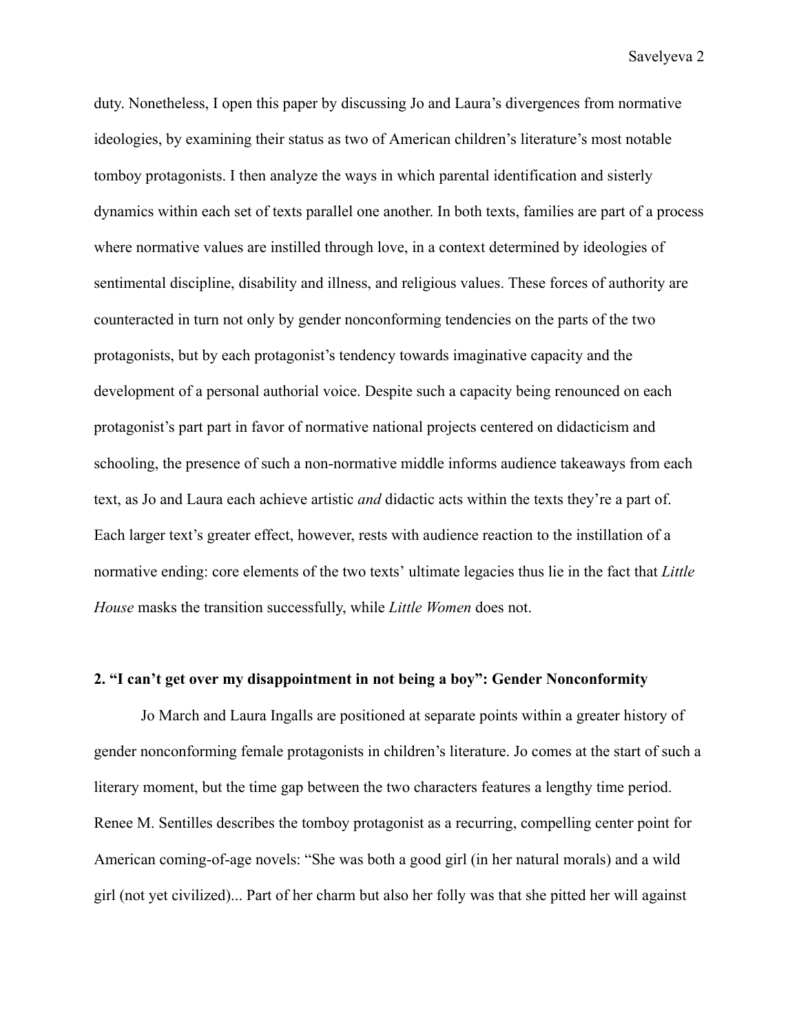duty. Nonetheless, I open this paper by discussing Jo and Laura's divergences from normative ideologies, by examining their status as two of American children's literature's most notable tomboy protagonists. I then analyze the ways in which parental identification and sisterly dynamics within each set of texts parallel one another. In both texts, families are part of a process where normative values are instilled through love, in a context determined by ideologies of sentimental discipline, disability and illness, and religious values. These forces of authority are counteracted in turn not only by gender nonconforming tendencies on the parts of the two protagonists, but by each protagonist's tendency towards imaginative capacity and the development of a personal authorial voice. Despite such a capacity being renounced on each protagonist's part part in favor of normative national projects centered on didacticism and schooling, the presence of such a non-normative middle informs audience takeaways from each text, as Jo and Laura each achieve artistic *and* didactic acts within the texts they're a part of. Each larger text's greater effect, however, rests with audience reaction to the instillation of a normative ending: core elements of the two texts' ultimate legacies thus lie in the fact that *Little House* masks the transition successfully, while *Little Women* does not.

## 2. "I can't get over my disappointment in not being a boy": Gender Nonconformity

Jo March and Laura Ingalls are positioned at separate points within a greater history of gender nonconforming female protagonists in children's literature. Jo comes at the start of such a literary moment, but the time gap between the two characters features a lengthy time period. Renee M. Sentilles describes the tomboy protagonist as a recurring, compelling center point for American coming-of-age novels: "She was both a good girl (in her natural morals) and a wild girl (not yet civilized)... Part of her charm but also her folly was that she pitted her will against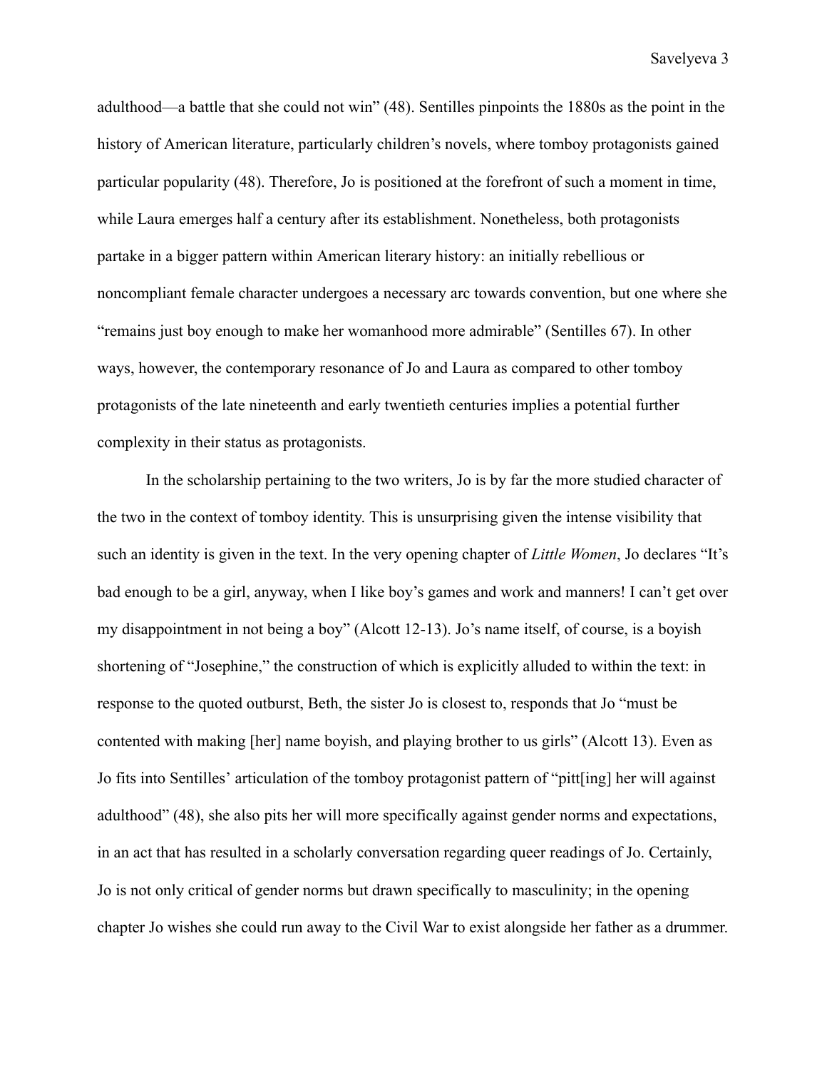adulthood—a battle that she could not win" (48). Sentilles pinpoints the 1880s as the point in the history of American literature, particularly children's novels, where tomboy protagonists gained particular popularity (48). Therefore, Jo is positioned at the forefront of such a moment in time, while Laura emerges half a century after its establishment. Nonetheless, both protagonists partake in a bigger pattern within American literary history: an initially rebellious or noncompliant female character undergoes a necessary arc towards convention, but one where she "remains just boy enough to make her womanhood more admirable" (Sentilles 67). In other ways, however, the contemporary resonance of Jo and Laura as compared to other tomboy protagonists of the late nineteenth and early twentieth centuries implies a potential further complexity in their status as protagonists.

In the scholarship pertaining to the two writers, Jo is by far the more studied character of the two in the context of tomboy identity. This is unsurprising given the intense visibility that such an identity is given in the text. In the very opening chapter of *Little Women*, Jo declares "It's bad enough to be a girl, anyway, when I like boy's games and work and manners! I can't get over my disappointment in not being a boy" (Alcott 12-13). Jo's name itself, of course, is a boyish shortening of "Josephine," the construction of which is explicitly alluded to within the text: in response to the quoted outburst, Beth, the sister Jo is closest to, responds that Jo "must be contented with making [her] name boyish, and playing brother to us girls" (Alcott 13). Even as Jo fits into Sentilles' articulation of the tomboy protagonist pattern of "pitt[ing] her will against adulthood" (48), she also pits her will more specifically against gender norms and expectations, in an act that has resulted in a scholarly conversation regarding queer readings of Jo. Certainly, Jo is not only critical of gender norms but drawn specifically to masculinity; in the opening chapter Jo wishes she could run away to the Civil War to exist alongside her father as a drummer.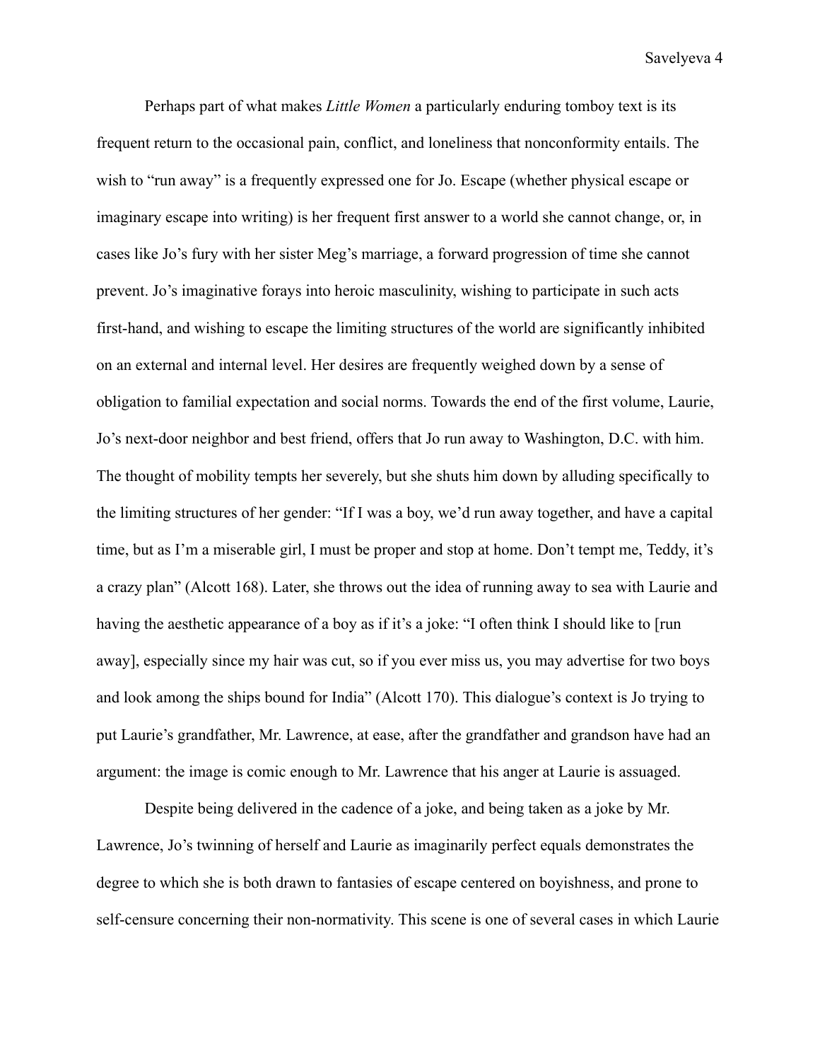Perhaps part of what makes *Little Women* a particularly enduring tomboy text is its frequent return to the occasional pain, conflict, and loneliness that nonconformity entails. The wish to "run away" is a frequently expressed one for Jo. Escape (whether physical escape or imaginary escape into writing) is her frequent first answer to a world she cannot change, or, in cases like Jo's fury with her sister Meg's marriage, a forward progression of time she cannot prevent. Jo's imaginative forays into heroic masculinity, wishing to participate in such acts first-hand, and wishing to escape the limiting structures of the world are significantly inhibited on an external and internal level. Her desires are frequently weighed down by a sense of obligation to familial expectation and social norms. Towards the end of the first volume, Laurie, Jo's next-door neighbor and best friend, offers that Jo run away to Washington, D.C. with him. The thought of mobility tempts her severely, but she shuts him down by alluding specifically to the limiting structures of her gender: "If I was a boy, we'd run away together, and have a capital time, but as I'm a miserable girl, I must be proper and stop at home. Don't tempt me, Teddy, it's a crazy plan" (Alcott 168). Later, she throws out the idea of running away to sea with Laurie and having the aesthetic appearance of a boy as if it's a joke: "I often think I should like to [run away], especially since my hair was cut, so if you ever miss us, you may advertise for two boys and look among the ships bound for India" (Alcott 170). This dialogue's context is Jo trying to put Laurie's grandfather, Mr. Lawrence, at ease, after the grandfather and grandson have had an argument: the image is comic enough to Mr. Lawrence that his anger at Laurie is assuaged.

Despite being delivered in the cadence of a joke, and being taken as a joke by Mr. Lawrence, Jo's twinning of herself and Laurie as imaginarily perfect equals demonstrates the degree to which she is both drawn to fantasies of escape centered on boyishness, and prone to self-censure concerning their non-normativity. This scene is one of several cases in which Laurie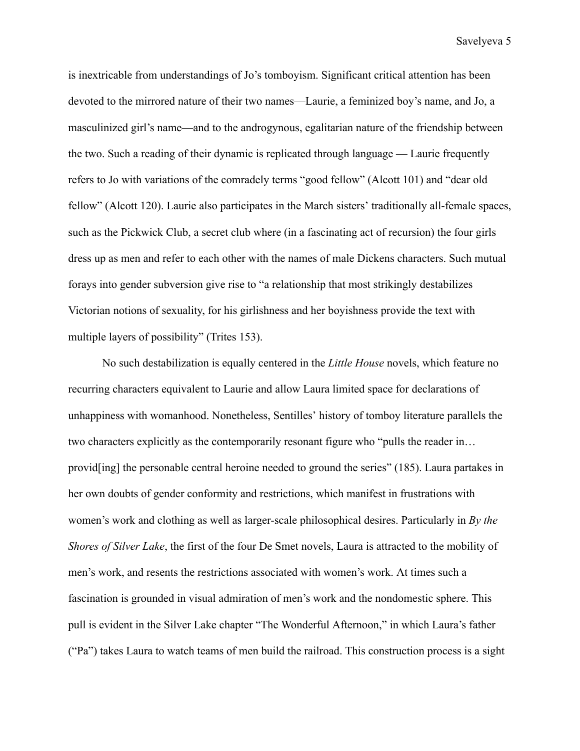is inextricable from understandings of Jo's tomboyism. Significant critical attention has been devoted to the mirrored nature of their two names—Laurie, a feminized boy's name, and Jo, a masculinized girl's name—and to the androgynous, egalitarian nature of the friendship between the two. Such a reading of their dynamic is replicated through language — Laurie frequently refers to Jo with variations of the comradely terms "good fellow" (Alcott 101) and "dear old fellow" (Alcott 120). Laurie also participates in the March sisters' traditionally all-female spaces, such as the Pickwick Club, a secret club where (in a fascinating act of recursion) the four girls dress up as men and refer to each other with the names of male Dickens characters. Such mutual forays into gender subversion give rise to "a relationship that most strikingly destabilizes Victorian notions of sexuality, for his girlishness and her boyishness provide the text with multiple layers of possibility" (Trites 153).

No such destabilization is equally centered in the *Little House* novels, which feature no recurring characters equivalent to Laurie and allow Laura limited space for declarations of unhappiness with womanhood. Nonetheless, Sentilles' history of tomboy literature parallels the two characters explicitly as the contemporarily resonant figure who "pulls the reader in… provid[ing] the personable central heroine needed to ground the series" (185). Laura partakes in her own doubts of gender conformity and restrictions, which manifest in frustrations with women's work and clothing as well as larger-scale philosophical desires. Particularly in *By the Shores of Silver Lake*, the first of the four De Smet novels, Laura is attracted to the mobility of men's work, and resents the restrictions associated with women's work. At times such a fascination is grounded in visual admiration of men's work and the nondomestic sphere. This pull is evident in the Silver Lake chapter "The Wonderful Afternoon," in which Laura's father ("Pa") takes Laura to watch teams of men build the railroad. This construction process is a sight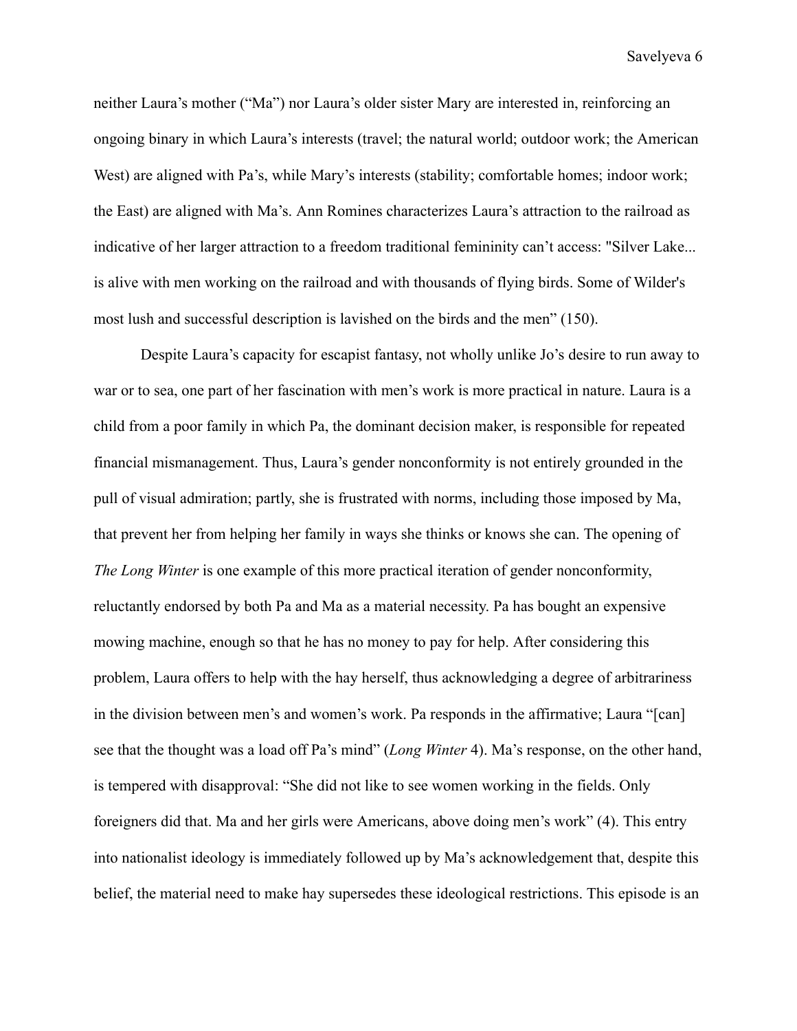neither Laura's mother ("Ma") nor Laura's older sister Mary are interested in, reinforcing an ongoing binary in which Laura's interests (travel; the natural world; outdoor work; the American West) are aligned with Pa's, while Mary's interests (stability; comfortable homes; indoor work; the East) are aligned with Ma's. Ann Romines characterizes Laura's attraction to the railroad as indicative of her larger attraction to a freedom traditional femininity can't access: "Silver Lake... is alive with men working on the railroad and with thousands of flying birds. Some of Wilder's most lush and successful description is lavished on the birds and the men" (150).

Despite Laura's capacity for escapist fantasy, not wholly unlike Jo's desire to run away to war or to sea, one part of her fascination with men's work is more practical in nature. Laura is a child from a poor family in which Pa, the dominant decision maker, is responsible for repeated financial mismanagement. Thus, Laura's gender nonconformity is not entirely grounded in the pull of visual admiration; partly, she is frustrated with norms, including those imposed by Ma, that prevent her from helping her family in ways she thinks or knows she can. The opening of *The Long Winter* is one example of this more practical iteration of gender nonconformity, reluctantly endorsed by both Pa and Ma as a material necessity. Pa has bought an expensive mowing machine, enough so that he has no money to pay for help. After considering this problem, Laura offers to help with the hay herself, thus acknowledging a degree of arbitrariness in the division between men's and women's work. Pa responds in the affirmative; Laura "[can] see that the thought was a load off Pa's mind" (*Long Winter* 4). Ma's response, on the other hand, is tempered with disapproval: "She did not like to see women working in the fields. Only foreigners did that. Ma and her girls were Americans, above doing men's work" (4). This entry into nationalist ideology is immediately followed up by Ma's acknowledgement that, despite this belief, the material need to make hay supersedes these ideological restrictions. This episode is an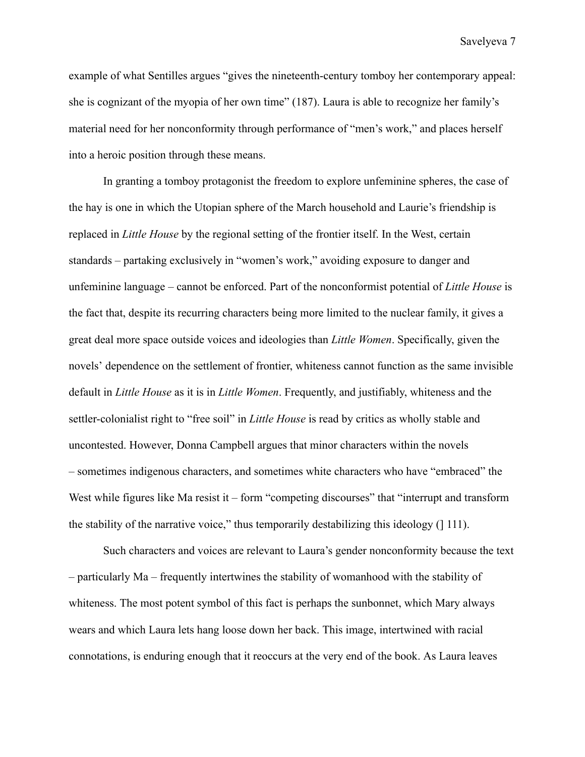example of what Sentilles argues "gives the nineteenth-century tomboy her contemporary appeal: she is cognizant of the myopia of her own time" (187). Laura is able to recognize her family's material need for her nonconformity through performance of "men's work," and places herself into a heroic position through these means.

In granting a tomboy protagonist the freedom to explore unfeminine spheres, the case of the hay is one in which the Utopian sphere of the March household and Laurie's friendship is replaced in *Little House* by the regional setting of the frontier itself. In the West, certain standards – partaking exclusively in "women's work," avoiding exposure to danger and unfeminine language – cannot be enforced. Part of the nonconformist potential of *Little House* is the fact that, despite its recurring characters being more limited to the nuclear family, it gives a great deal more space outside voices and ideologies than *Little Women*. Specifically, given the novels' dependence on the settlement of frontier, whiteness cannot function as the same invisible default in *Little House* as it is in *Little Women*. Frequently, and justifiably, whiteness and the settler-colonialist right to "free soil" in *Little House* is read by critics as wholly stable and uncontested. However, Donna Campbell argues that minor characters within the novels – sometimes indigenous characters, and sometimes white characters who have "embraced" the West while figures like Ma resist it – form "competing discourses" that "interrupt and transform the stability of the narrative voice," thus temporarily destabilizing this ideology (] 111).

Such characters and voices are relevant to Laura's gender nonconformity because the text – particularly Ma – frequently intertwines the stability of womanhood with the stability of whiteness. The most potent symbol of this fact is perhaps the sunbonnet, which Mary always wears and which Laura lets hang loose down her back. This image, intertwined with racial connotations, is enduring enough that it reoccurs at the very end of the book. As Laura leaves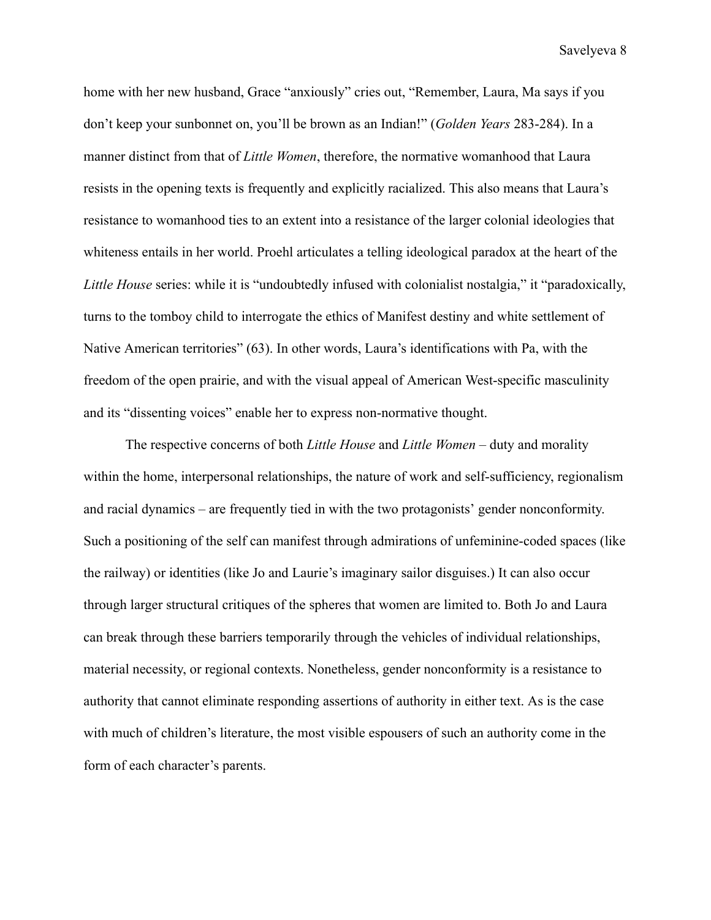home with her new husband, Grace "anxiously" cries out, "Remember, Laura, Ma says if you don't keep your sunbonnet on, you'll be brown as an Indian!" (*Golden Years* 283-284). In a manner distinct from that of *Little Women*, therefore, the normative womanhood that Laura resists in the opening texts is frequently and explicitly racialized. This also means that Laura's resistance to womanhood ties to an extent into a resistance of the larger colonial ideologies that whiteness entails in her world. Proehl articulates a telling ideological paradox at the heart of the *Little House* series: while it is "undoubtedly infused with colonialist nostalgia," it "paradoxically, turns to the tomboy child to interrogate the ethics of Manifest destiny and white settlement of Native American territories" (63). In other words, Laura's identifications with Pa, with the freedom of the open prairie, and with the visual appeal of American West-specific masculinity and its "dissenting voices" enable her to express non-normative thought.

The respective concerns of both *Little House* and *Little Women* – duty and morality within the home, interpersonal relationships, the nature of work and self-sufficiency, regionalism and racial dynamics – are frequently tied in with the two protagonists' gender nonconformity. Such a positioning of the self can manifest through admirations of unfeminine-coded spaces (like the railway) or identities (like Jo and Laurie's imaginary sailor disguises.) It can also occur through larger structural critiques of the spheres that women are limited to. Both Jo and Laura can break through these barriers temporarily through the vehicles of individual relationships, material necessity, or regional contexts. Nonetheless, gender nonconformity is a resistance to authority that cannot eliminate responding assertions of authority in either text. As is the case with much of children's literature, the most visible espousers of such an authority come in the form of each character's parents.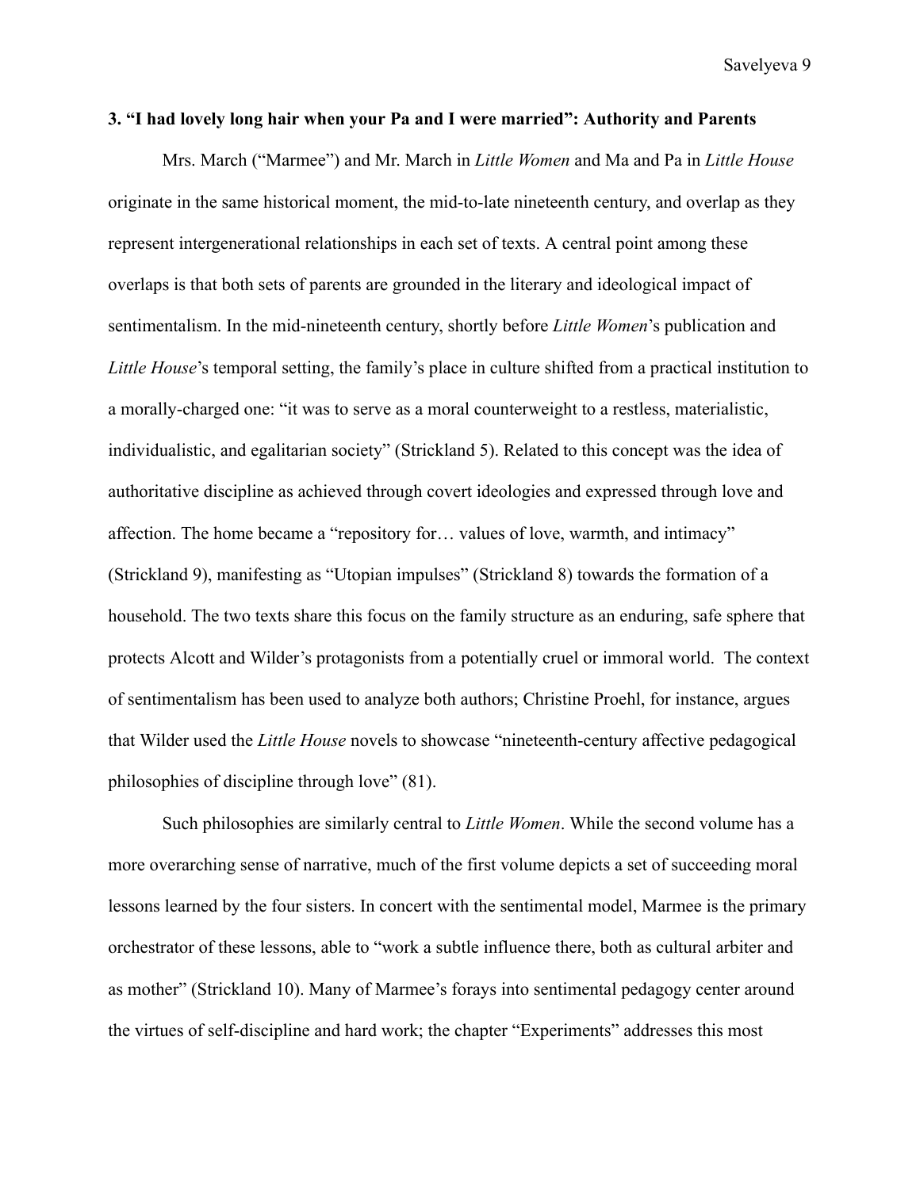### 3. "I had lovely long hair when your Pa and I were married": Authority and Parents

Mrs. March ("Marmee") and Mr. March in *Little Women* and Ma and Pa in *Little House* originate in the same historical moment, the mid-to-late nineteenth century, and overlap as they represent intergenerational relationships in each set of texts. A central point among these overlaps is that both sets of parents are grounded in the literary and ideological impact of sentimentalism. In the mid-nineteenth century, shortly before *Little Women*'s publication and *Little House*'s temporal setting, the family's place in culture shifted from a practical institution to a morally-charged one: "it was to serve as a moral counterweight to a restless, materialistic, individualistic, and egalitarian society" (Strickland 5). Related to this concept was the idea of authoritative discipline as achieved through covert ideologies and expressed through love and affection. The home became a "repository for… values of love, warmth, and intimacy" (Strickland 9), manifesting as "Utopian impulses" (Strickland 8) towards the formation of a household. The two texts share this focus on the family structure as an enduring, safe sphere that protects Alcott and Wilder's protagonists from a potentially cruel or immoral world. The context of sentimentalism has been used to analyze both authors; Christine Proehl, for instance, argues that Wilder used the *Little House* novels to showcase "nineteenth-century affective pedagogical philosophies of discipline through love" (81).

Such philosophies are similarly central to *Little Women*. While the second volume has a more overarching sense of narrative, much of the first volume depicts a set of succeeding moral lessons learned by the four sisters. In concert with the sentimental model, Marmee is the primary orchestrator of these lessons, able to "work a subtle influence there, both as cultural arbiter and as mother" (Strickland 10). Many of Marmee's forays into sentimental pedagogy center around the virtues of self-discipline and hard work; the chapter "Experiments" addresses this most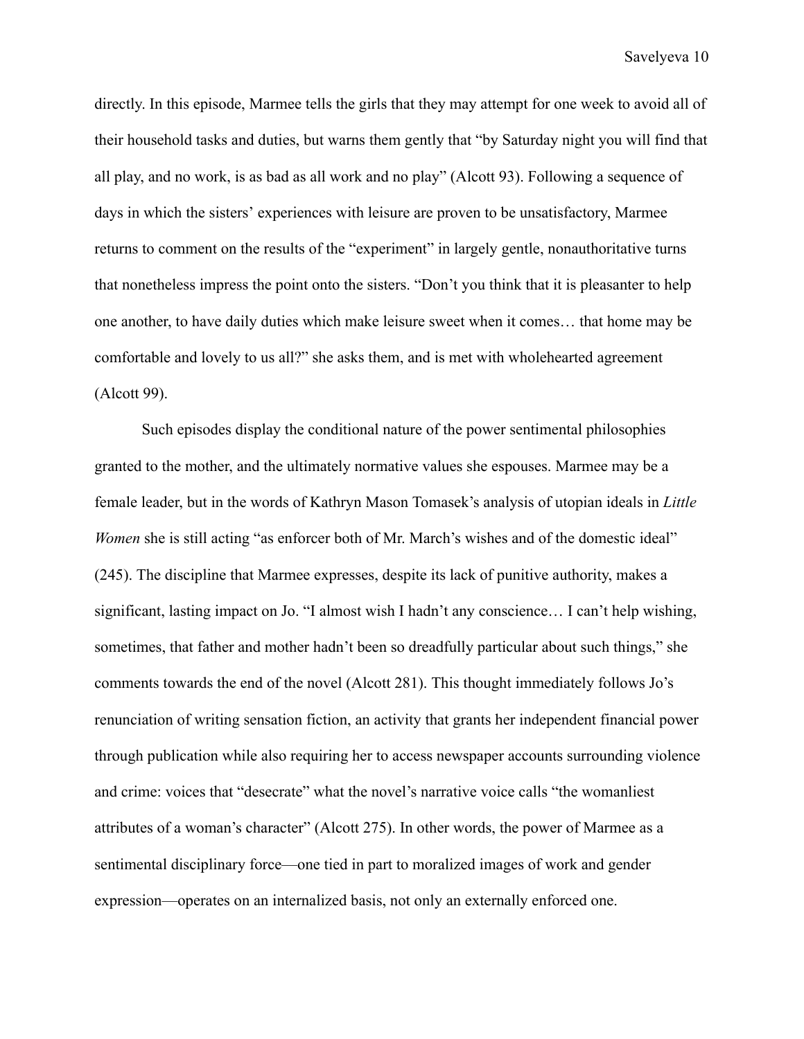directly. In this episode, Marmee tells the girls that they may attempt for one week to avoid all of their household tasks and duties, but warns them gently that "by Saturday night you will find that all play, and no work, is as bad as all work and no play" (Alcott 93). Following a sequence of days in which the sisters' experiences with leisure are proven to be unsatisfactory, Marmee returns to comment on the results of the "experiment" in largely gentle, nonauthoritative turns that nonetheless impress the point onto the sisters. "Don't you think that it is pleasanter to help one another, to have daily duties which make leisure sweet when it comes… that home may be comfortable and lovely to us all?" she asks them, and is met with wholehearted agreement (Alcott 99).

Such episodes display the conditional nature of the power sentimental philosophies granted to the mother, and the ultimately normative values she espouses. Marmee may be a female leader, but in the words of Kathryn Mason Tomasek's analysis of utopian ideals in *Little Women* she is still acting "as enforcer both of Mr. March's wishes and of the domestic ideal" (245). The discipline that Marmee expresses, despite its lack of punitive authority, makes a significant, lasting impact on Jo. "I almost wish I hadn't any conscience… I can't help wishing, sometimes, that father and mother hadn't been so dreadfully particular about such things," she comments towards the end of the novel (Alcott 281). This thought immediately follows Jo's renunciation of writing sensation fiction, an activity that grants her independent financial power through publication while also requiring her to access newspaper accounts surrounding violence and crime: voices that "desecrate" what the novel's narrative voice calls "the womanliest attributes of a woman's character" (Alcott 275). In other words, the power of Marmee as a sentimental disciplinary force—one tied in part to moralized images of work and gender expression—operates on an internalized basis, not only an externally enforced one.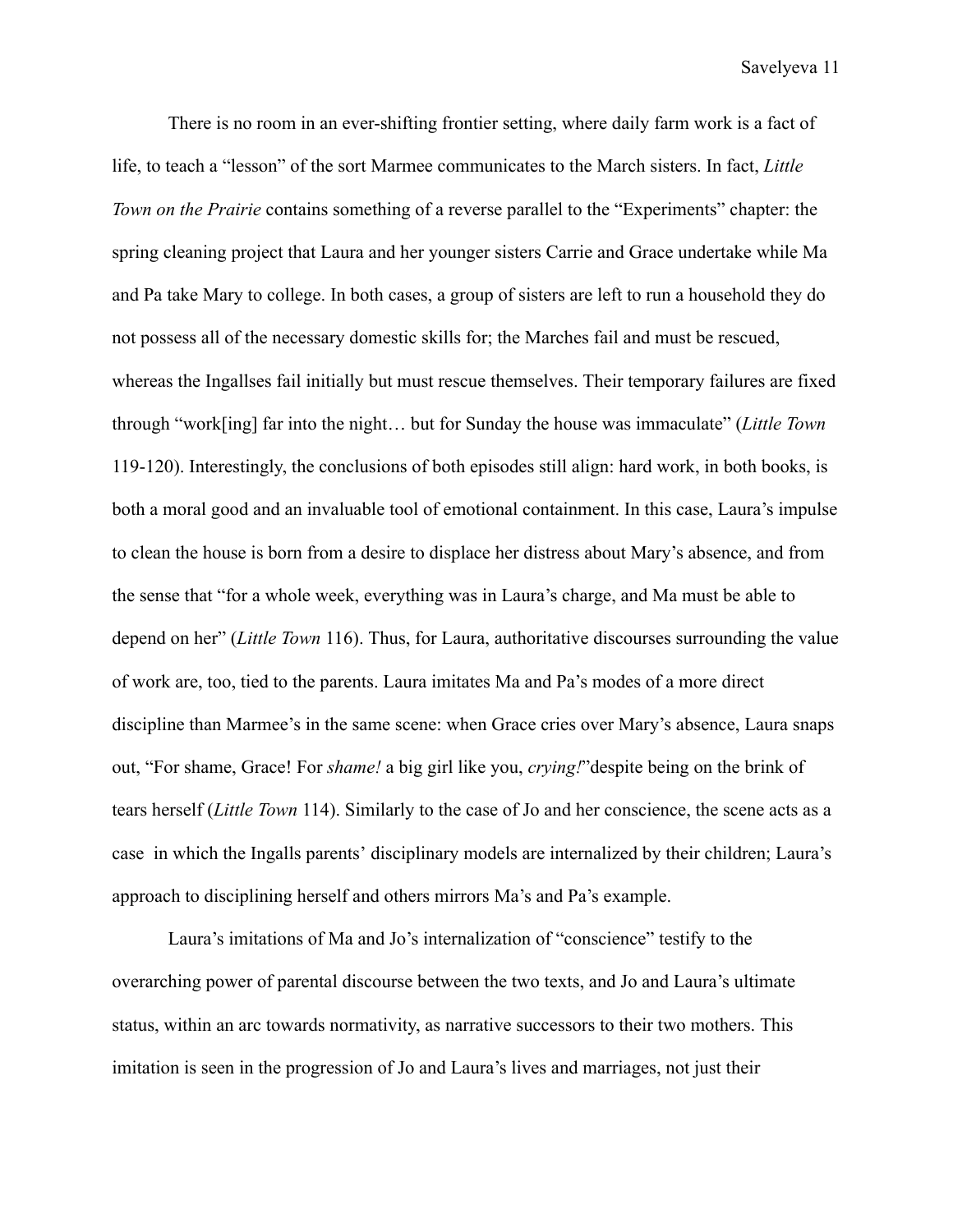There is no room in an ever-shifting frontier setting, where daily farm work is a fact of life, to teach a "lesson" of the sort Marmee communicates to the March sisters. In fact, *Little Town on the Prairie* contains something of a reverse parallel to the "Experiments" chapter: the spring cleaning project that Laura and her younger sisters Carrie and Grace undertake while Ma and Pa take Mary to college. In both cases, a group of sisters are left to run a household they do not possess all of the necessary domestic skills for; the Marches fail and must be rescued, whereas the Ingallses fail initially but must rescue themselves. Their temporary failures are fixed through "work[ing] far into the night… but for Sunday the house was immaculate" (*Little Town* 119-120). Interestingly, the conclusions of both episodes still align: hard work, in both books, is both a moral good and an invaluable tool of emotional containment. In this case, Laura's impulse to clean the house is born from a desire to displace her distress about Mary's absence, and from the sense that "for a whole week, everything was in Laura's charge, and Ma must be able to depend on her" (*Little Town* 116). Thus, for Laura, authoritative discourses surrounding the value of work are, too, tied to the parents. Laura imitates Ma and Pa's modes of a more direct discipline than Marmee's in the same scene: when Grace cries over Mary's absence, Laura snaps out, "For shame, Grace! For *shame!* a big girl like you, *crying!*"despite being on the brink of tears herself (*Little Town* 114). Similarly to the case of Jo and her conscience, the scene acts as a case in which the Ingalls parents' disciplinary models are internalized by their children; Laura's approach to disciplining herself and others mirrors Ma's and Pa's example.

Laura's imitations of Ma and Jo's internalization of "conscience" testify to the overarching power of parental discourse between the two texts, and Jo and Laura's ultimate status, within an arc towards normativity, as narrative successors to their two mothers. This imitation is seen in the progression of Jo and Laura's lives and marriages, not just their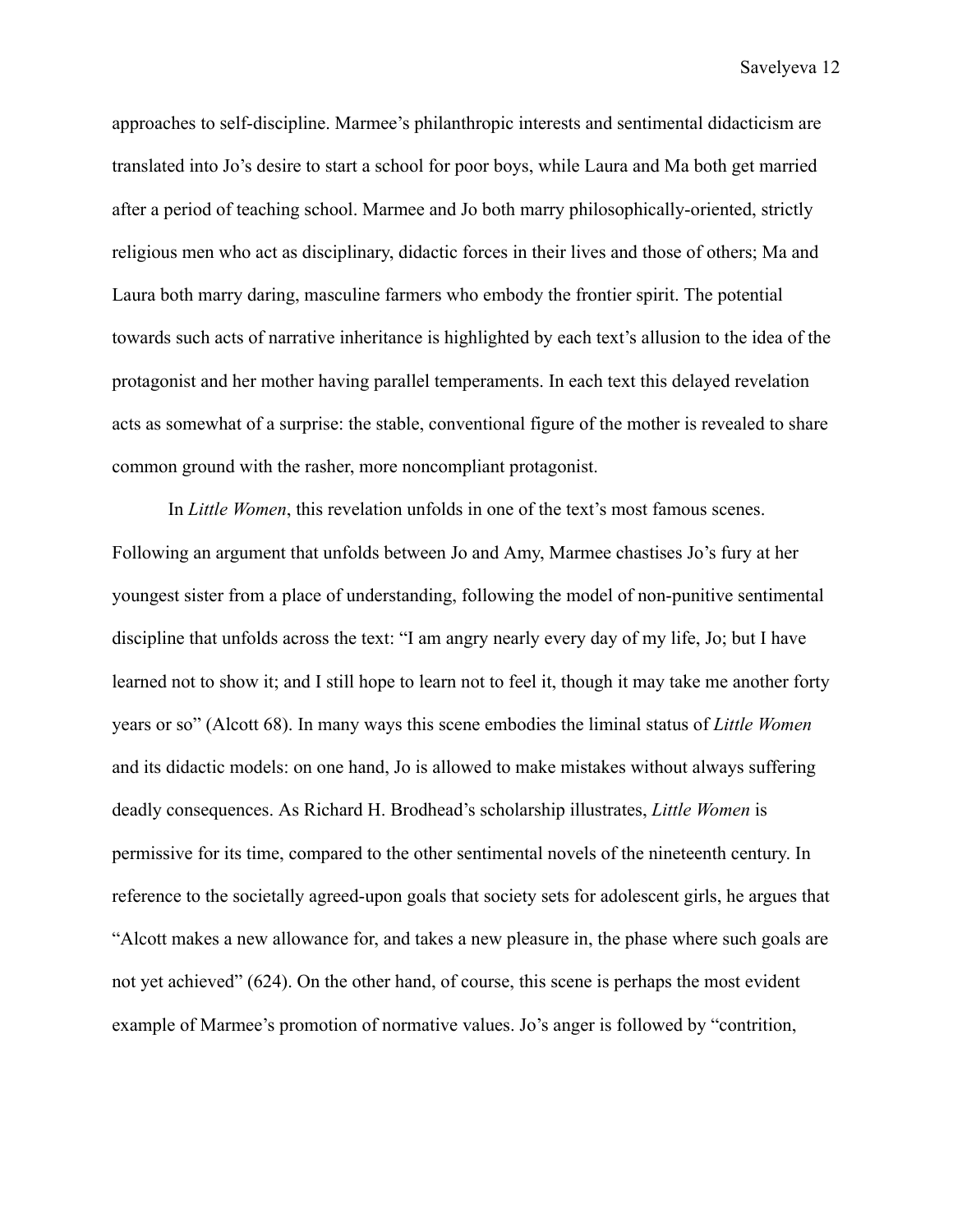approaches to self-discipline. Marmee's philanthropic interests and sentimental didacticism are translated into Jo's desire to start a school for poor boys, while Laura and Ma both get married after a period of teaching school. Marmee and Jo both marry philosophically-oriented, strictly religious men who act as disciplinary, didactic forces in their lives and those of others; Ma and Laura both marry daring, masculine farmers who embody the frontier spirit. The potential towards such acts of narrative inheritance is highlighted by each text's allusion to the idea of the protagonist and her mother having parallel temperaments. In each text this delayed revelation acts as somewhat of a surprise: the stable, conventional figure of the mother is revealed to share common ground with the rasher, more noncompliant protagonist.

In *Little Women*, this revelation unfolds in one of the text's most famous scenes. Following an argument that unfolds between Jo and Amy, Marmee chastises Jo's fury at her youngest sister from a place of understanding, following the model of non-punitive sentimental discipline that unfolds across the text: "I am angry nearly every day of my life, Jo; but I have learned not to show it; and I still hope to learn not to feel it, though it may take me another forty years or so" (Alcott 68). In many ways this scene embodies the liminal status of *Little Women* and its didactic models: on one hand, Jo is allowed to make mistakes without always suffering deadly consequences. As Richard H. Brodhead's scholarship illustrates, *Little Women* is permissive for its time, compared to the other sentimental novels of the nineteenth century. In reference to the societally agreed-upon goals that society sets for adolescent girls, he argues that "Alcott makes a new allowance for, and takes a new pleasure in, the phase where such goals are not yet achieved" (624). On the other hand, of course, this scene is perhaps the most evident example of Marmee's promotion of normative values. Jo's anger is followed by "contrition,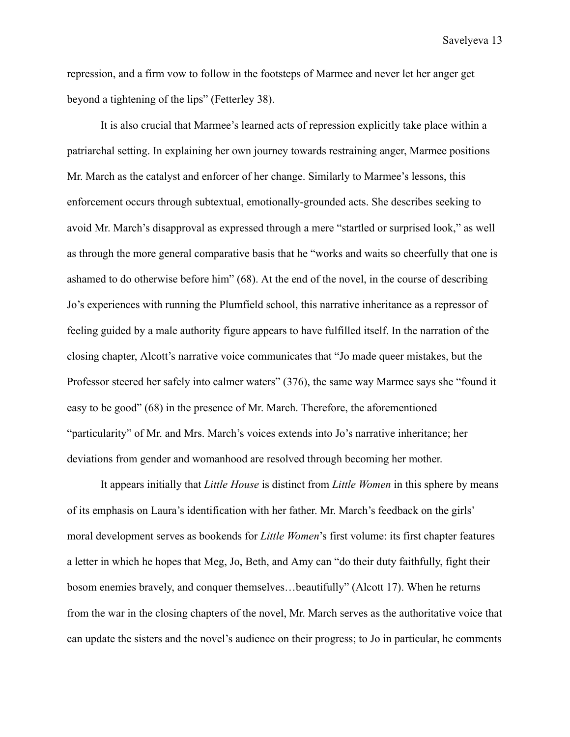repression, and a firm vow to follow in the footsteps of Marmee and never let her anger get beyond a tightening of the lips" (Fetterley 38).

It is also crucial that Marmee's learned acts of repression explicitly take place within a patriarchal setting. In explaining her own journey towards restraining anger, Marmee positions Mr. March as the catalyst and enforcer of her change. Similarly to Marmee's lessons, this enforcement occurs through subtextual, emotionally-grounded acts. She describes seeking to avoid Mr. March's disapproval as expressed through a mere "startled or surprised look," as well as through the more general comparative basis that he "works and waits so cheerfully that one is ashamed to do otherwise before him" (68). At the end of the novel, in the course of describing Jo's experiences with running the Plumfield school, this narrative inheritance as a repressor of feeling guided by a male authority figure appears to have fulfilled itself. In the narration of the closing chapter, Alcott's narrative voice communicates that "Jo made queer mistakes, but the Professor steered her safely into calmer waters" (376), the same way Marmee says she "found it easy to be good" (68) in the presence of Mr. March. Therefore, the aforementioned "particularity" of Mr. and Mrs. March's voices extends into Jo's narrative inheritance; her deviations from gender and womanhood are resolved through becoming her mother.

It appears initially that *Little House* is distinct from *Little Women* in this sphere by means of its emphasis on Laura's identification with her father. Mr. March's feedback on the girls' moral development serves as bookends for *Little Women*'s first volume: its first chapter features a letter in which he hopes that Meg, Jo, Beth, and Amy can "do their duty faithfully, fight their bosom enemies bravely, and conquer themselves…beautifully" (Alcott 17). When he returns from the war in the closing chapters of the novel, Mr. March serves as the authoritative voice that can update the sisters and the novel's audience on their progress; to Jo in particular, he comments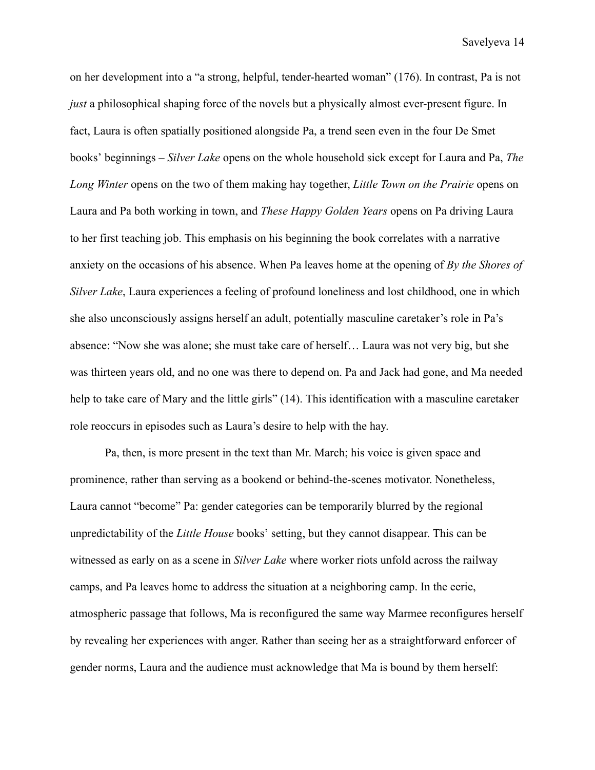on her development into a "a strong, helpful, tender-hearted woman" (176). In contrast, Pa is not *just* a philosophical shaping force of the novels but a physically almost ever-present figure. In fact, Laura is often spatially positioned alongside Pa, a trend seen even in the four De Smet books' beginnings – *Silver Lake* opens on the whole household sick except for Laura and Pa, *The Long Winter* opens on the two of them making hay together, *Little Town on the Prairie* opens on Laura and Pa both working in town, and *These Happy Golden Years* opens on Pa driving Laura to her first teaching job. This emphasis on his beginning the book correlates with a narrative anxiety on the occasions of his absence. When Pa leaves home at the opening of *By the Shores of Silver Lake*, Laura experiences a feeling of profound loneliness and lost childhood, one in which she also unconsciously assigns herself an adult, potentially masculine caretaker's role in Pa's absence: "Now she was alone; she must take care of herself… Laura was not very big, but she was thirteen years old, and no one was there to depend on. Pa and Jack had gone, and Ma needed help to take care of Mary and the little girls" (14). This identification with a masculine caretaker role reoccurs in episodes such as Laura's desire to help with the hay.

Pa, then, is more present in the text than Mr. March; his voice is given space and prominence, rather than serving as a bookend or behind-the-scenes motivator. Nonetheless, Laura cannot "become" Pa: gender categories can be temporarily blurred by the regional unpredictability of the *Little House* books' setting, but they cannot disappear. This can be witnessed as early on as a scene in *Silver Lake* where worker riots unfold across the railway camps, and Pa leaves home to address the situation at a neighboring camp. In the eerie, atmospheric passage that follows, Ma is reconfigured the same way Marmee reconfigures herself by revealing her experiences with anger. Rather than seeing her as a straightforward enforcer of gender norms, Laura and the audience must acknowledge that Ma is bound by them herself: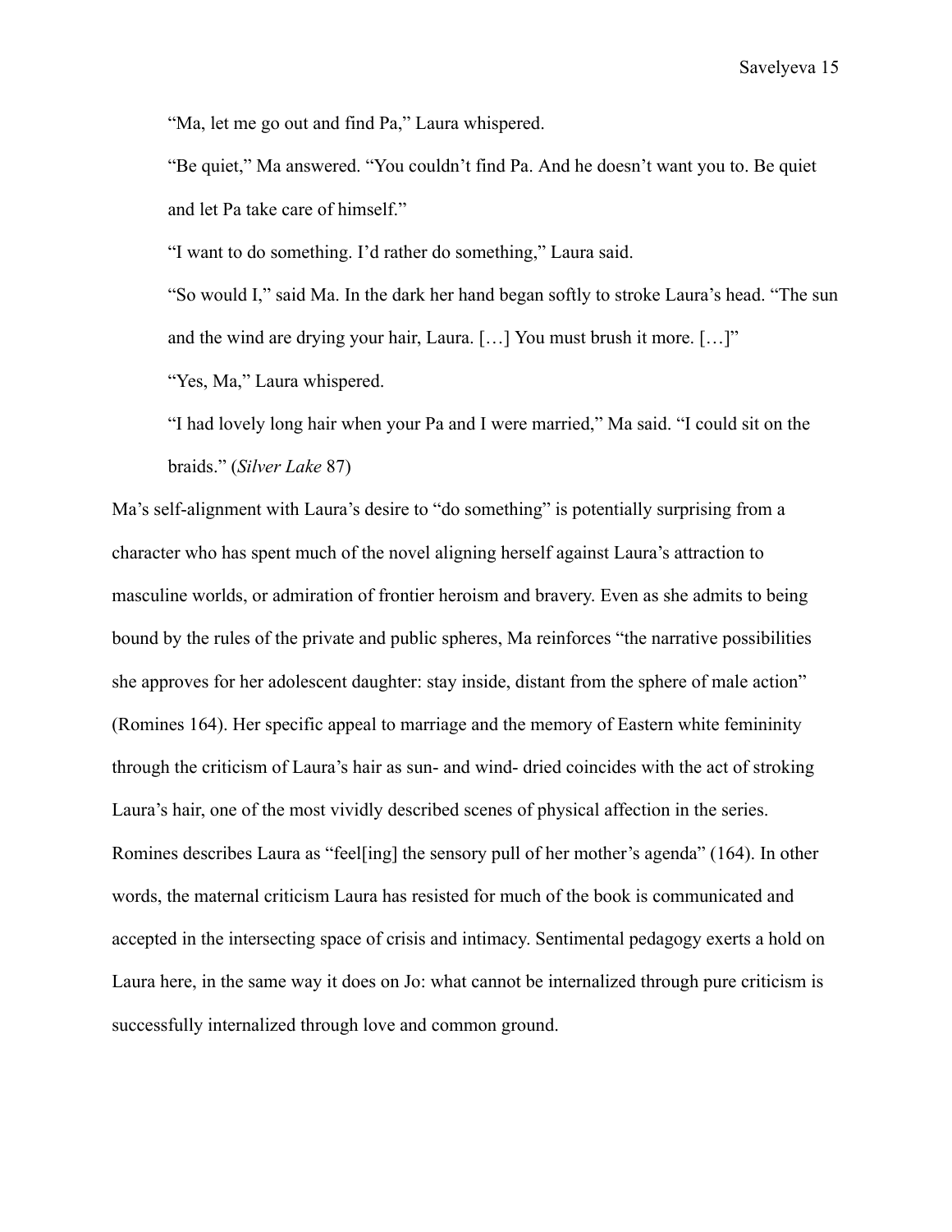"Ma, let me go out and find Pa," Laura whispered.

"Be quiet," Ma answered. "You couldn't find Pa. And he doesn't want you to. Be quiet and let Pa take care of himself."

"I want to do something. I'd rather do something," Laura said.

"So would I," said Ma. In the dark her hand began softly to stroke Laura's head. "The sun and the wind are drying your hair, Laura. […] You must brush it more. […]"

"Yes, Ma," Laura whispered.

"I had lovely long hair when your Pa and I were married," Ma said. "I could sit on the braids." (*Silver Lake* 87)

Ma's self-alignment with Laura's desire to "do something" is potentially surprising from a character who has spent much of the novel aligning herself against Laura's attraction to masculine worlds, or admiration of frontier heroism and bravery. Even as she admits to being bound by the rules of the private and public spheres, Ma reinforces "the narrative possibilities she approves for her adolescent daughter: stay inside, distant from the sphere of male action" (Romines 164). Her specific appeal to marriage and the memory of Eastern white femininity through the criticism of Laura's hair as sun- and wind- dried coincides with the act of stroking Laura's hair, one of the most vividly described scenes of physical affection in the series. Romines describes Laura as "feel[ing] the sensory pull of her mother's agenda" (164). In other words, the maternal criticism Laura has resisted for much of the book is communicated and accepted in the intersecting space of crisis and intimacy. Sentimental pedagogy exerts a hold on Laura here, in the same way it does on Jo: what cannot be internalized through pure criticism is successfully internalized through love and common ground.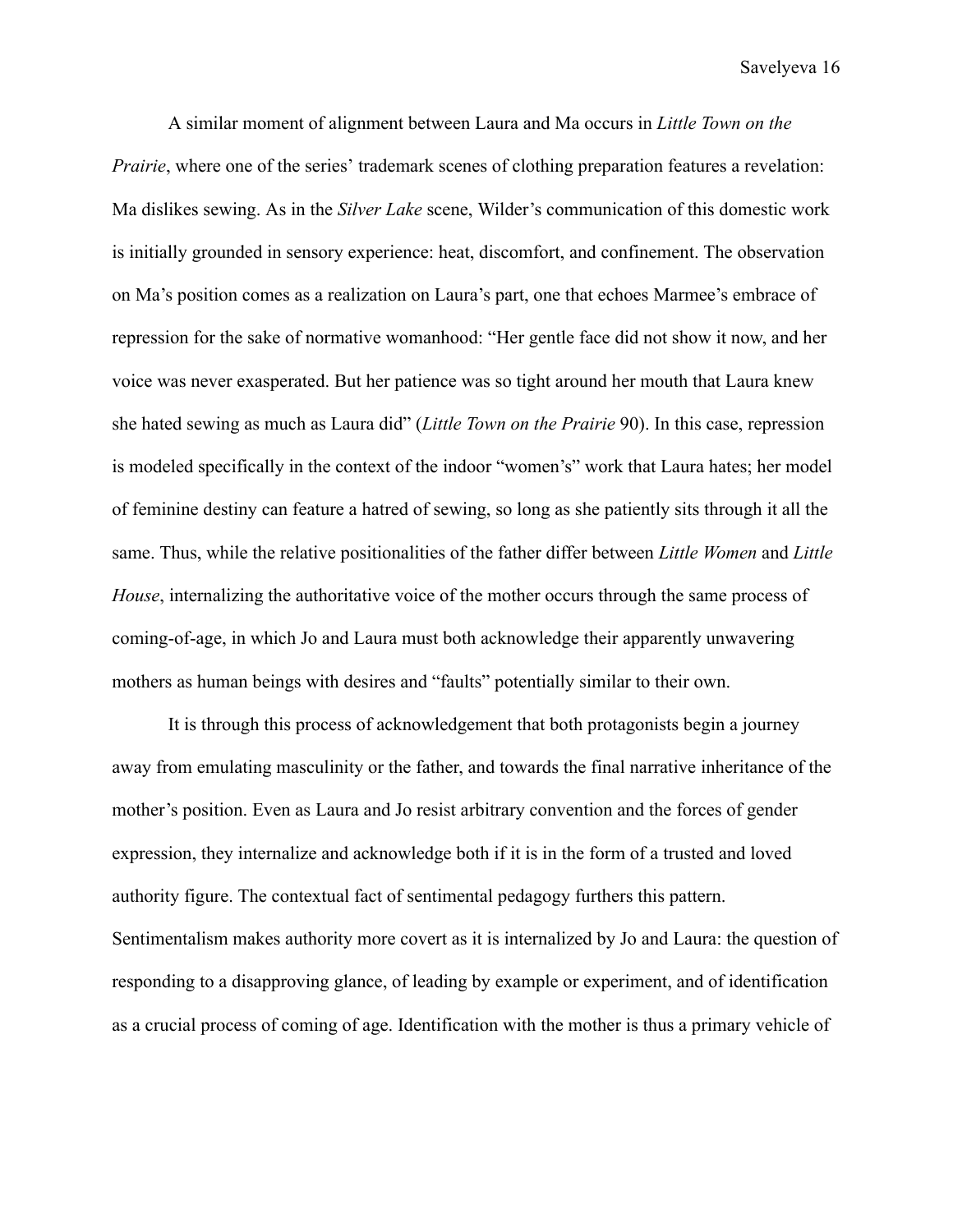A similar moment of alignment between Laura and Ma occurs in *Little Town on the Prairie*, where one of the series' trademark scenes of clothing preparation features a revelation: Ma dislikes sewing. As in the *Silver Lake* scene, Wilder's communication of this domestic work is initially grounded in sensory experience: heat, discomfort, and confinement. The observation on Ma's position comes as a realization on Laura's part, one that echoes Marmee's embrace of repression for the sake of normative womanhood: "Her gentle face did not show it now, and her voice was never exasperated. But her patience was so tight around her mouth that Laura knew she hated sewing as much as Laura did" (*Little Town on the Prairie* 90). In this case, repression is modeled specifically in the context of the indoor "women's" work that Laura hates; her model of feminine destiny can feature a hatred of sewing, so long as she patiently sits through it all the same. Thus, while the relative positionalities of the father differ between *Little Women* and *Little House*, internalizing the authoritative voice of the mother occurs through the same process of coming-of-age, in which Jo and Laura must both acknowledge their apparently unwavering mothers as human beings with desires and "faults" potentially similar to their own.

It is through this process of acknowledgement that both protagonists begin a journey away from emulating masculinity or the father, and towards the final narrative inheritance of the mother's position. Even as Laura and Jo resist arbitrary convention and the forces of gender expression, they internalize and acknowledge both if it is in the form of a trusted and loved authority figure. The contextual fact of sentimental pedagogy furthers this pattern. Sentimentalism makes authority more covert as it is internalized by Jo and Laura: the question of responding to a disapproving glance, of leading by example or experiment, and of identification as a crucial process of coming of age. Identification with the mother is thus a primary vehicle of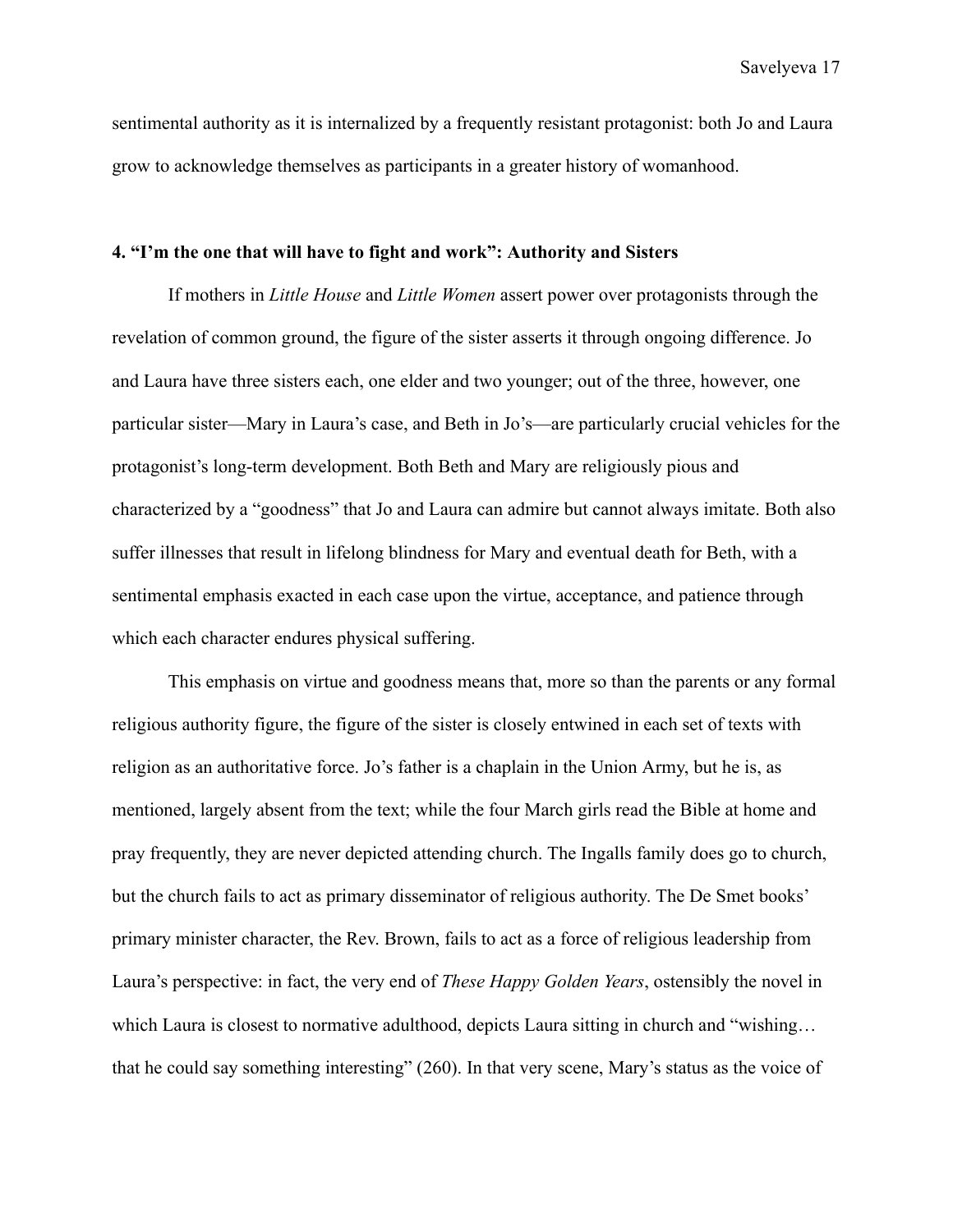sentimental authority as it is internalized by a frequently resistant protagonist: both Jo and Laura grow to acknowledge themselves as participants in a greater history of womanhood.

### 4. "I'm the one that will have to fight and work": Authority and Sisters

If mothers in *Little House* and *Little Women* assert power over protagonists through the revelation of common ground, the figure of the sister asserts it through ongoing difference. Jo and Laura have three sisters each, one elder and two younger; out of the three, however, one particular sister—Mary in Laura's case, and Beth in Jo's—are particularly crucial vehicles for the protagonist's long-term development. Both Beth and Mary are religiously pious and characterized by a "goodness" that Jo and Laura can admire but cannot always imitate. Both also suffer illnesses that result in lifelong blindness for Mary and eventual death for Beth, with a sentimental emphasis exacted in each case upon the virtue, acceptance, and patience through which each character endures physical suffering.

This emphasis on virtue and goodness means that, more so than the parents or any formal religious authority figure, the figure of the sister is closely entwined in each set of texts with religion as an authoritative force. Jo's father is a chaplain in the Union Army, but he is, as mentioned, largely absent from the text; while the four March girls read the Bible at home and pray frequently, they are never depicted attending church. The Ingalls family does go to church, but the church fails to act as primary disseminator of religious authority. The De Smet books' primary minister character, the Rev. Brown, fails to act as a force of religious leadership from Laura's perspective: in fact, the very end of *These Happy Golden Years*, ostensibly the novel in which Laura is closest to normative adulthood, depicts Laura sitting in church and "wishing… that he could say something interesting" (260). In that very scene, Mary's status as the voice of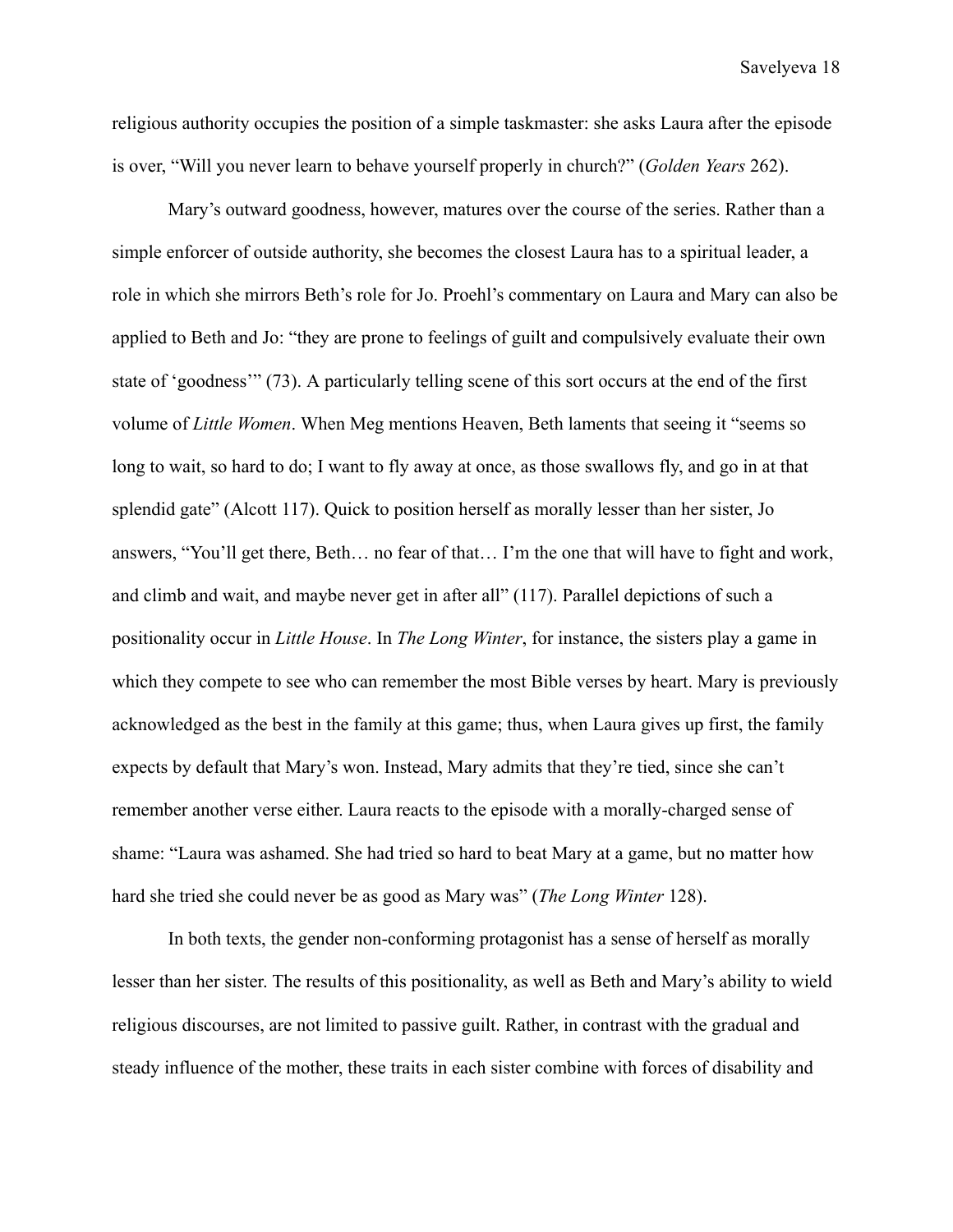religious authority occupies the position of a simple taskmaster: she asks Laura after the episode is over, “Will you never learn to behave yourself properly in church?” (*Golden Years* 262).

Mary’s outward goodness, however, matures over the course of the series. Rather than a simple enforcer of outside authority, she becomes the closest Laura has to a spiritual leader, a role in which she mirrors Beth’s role for Jo. Proehl’s commentary on Laura and Mary can also be applied to Beth and Jo: “they are prone to feelings of guilt and compulsively evaluate their own state of ‘goodness’” (73). A particularly telling scene of this sort occurs at the end of the first volume of *Little Women*. When Meg mentions Heaven, Beth laments that seeing it “seems so long to wait, so hard to do; I want to fly away at once, as those swallows fly, and go in at that splendid gate” (Alcott 117). Quick to position herself as morally lesser than her sister, Jo answers, “You’ll get there, Beth… no fear of that… I’m the one that will have to fight and work, and climb and wait, and maybe never get in after all” (117). Parallel depictions of such a positionality occur in *Little House*. In *The Long Winter*, for instance, the sisters play a game in which they compete to see who can remember the most Bible verses by heart. Mary is previously acknowledged as the best in the family at this game; thus, when Laura gives up first, the family expects by default that Mary’s won. Instead, Mary admits that they’re tied, since she can’t remember another verse either. Laura reacts to the episode with a morally-charged sense of shame: “Laura was ashamed. She had tried so hard to beat Mary at a game, but no matter how hard she tried she could never be as good as Mary was” (*The Long Winter* 128).

In both texts, the gender non-conforming protagonist has a sense of herself as morally lesser than her sister. The results of this positionality, as well as Beth and Mary’s ability to wield religious discourses, are not limited to passive guilt. Rather, in contrast with the gradual and steady influence of the mother, these traits in each sister combine with forces of disability and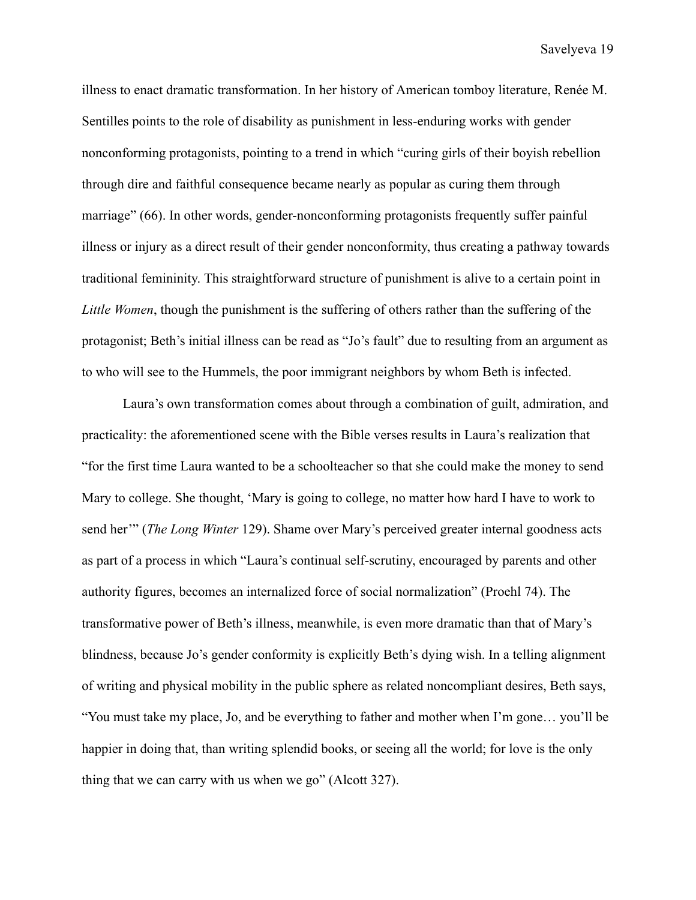illness to enact dramatic transformation. In her history of American tomboy literature, Renée M. Sentilles points to the role of disability as punishment in less-enduring works with gender nonconforming protagonists, pointing to a trend in which "curing girls of their boyish rebellion through dire and faithful consequence became nearly as popular as curing them through marriage" (66). In other words, gender-nonconforming protagonists frequently suffer painful illness or injury as a direct result of their gender nonconformity, thus creating a pathway towards traditional femininity. This straightforward structure of punishment is alive to a certain point in *Little Women*, though the punishment is the suffering of others rather than the suffering of the protagonist; Beth's initial illness can be read as "Jo's fault" due to resulting from an argument as to who will see to the Hummels, the poor immigrant neighbors by whom Beth is infected.

Laura's own transformation comes about through a combination of guilt, admiration, and practicality: the aforementioned scene with the Bible verses results in Laura's realization that "for the first time Laura wanted to be a schoolteacher so that she could make the money to send Mary to college. She thought, 'Mary is going to college, no matter how hard I have to work to send her'" (*The Long Winter* 129). Shame over Mary's perceived greater internal goodness acts as part of a process in which "Laura's continual self-scrutiny, encouraged by parents and other authority figures, becomes an internalized force of social normalization" (Proehl 74). The transformative power of Beth's illness, meanwhile, is even more dramatic than that of Mary's blindness, because Jo's gender conformity is explicitly Beth's dying wish. In a telling alignment of writing and physical mobility in the public sphere as related noncompliant desires, Beth says, "You must take my place, Jo, and be everything to father and mother when I'm gone… you'll be happier in doing that, than writing splendid books, or seeing all the world; for love is the only thing that we can carry with us when we go" (Alcott 327).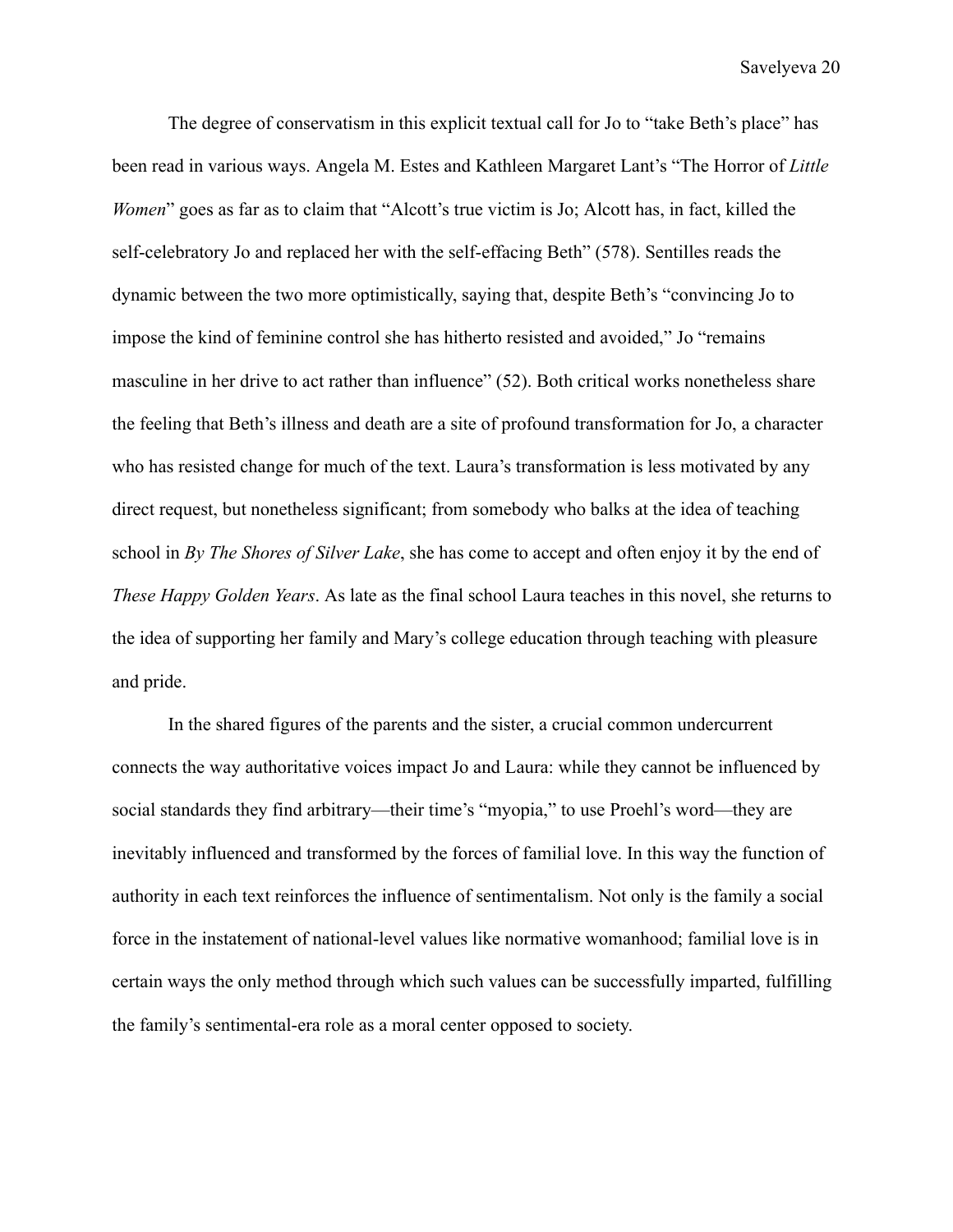The degree of conservatism in this explicit textual call for Jo to "take Beth's place" has been read in various ways. Angela M. Estes and Kathleen Margaret Lant's "The Horror of *Little Women*" goes as far as to claim that "Alcott's true victim is Jo; Alcott has, in fact, killed the self-celebratory Jo and replaced her with the self-effacing Beth" (578). Sentilles reads the dynamic between the two more optimistically, saying that, despite Beth's "convincing Jo to impose the kind of feminine control she has hitherto resisted and avoided," Jo "remains masculine in her drive to act rather than influence" (52). Both critical works nonetheless share the feeling that Beth's illness and death are a site of profound transformation for Jo, a character who has resisted change for much of the text. Laura's transformation is less motivated by any direct request, but nonetheless significant; from somebody who balks at the idea of teaching school in *By The Shores of Silver Lake*, she has come to accept and often enjoy it by the end of *These Happy Golden Years*. As late as the final school Laura teaches in this novel, she returns to the idea of supporting her family and Mary's college education through teaching with pleasure and pride.

In the shared figures of the parents and the sister, a crucial common undercurrent connects the way authoritative voices impact Jo and Laura: while they cannot be influenced by social standards they find arbitrary—their time's "myopia," to use Proehl's word—they are inevitably influenced and transformed by the forces of familial love. In this way the function of authority in each text reinforces the influence of sentimentalism. Not only is the family a social force in the instatement of national-level values like normative womanhood; familial love is in certain ways the only method through which such values can be successfully imparted, fulfilling the family's sentimental-era role as a moral center opposed to society.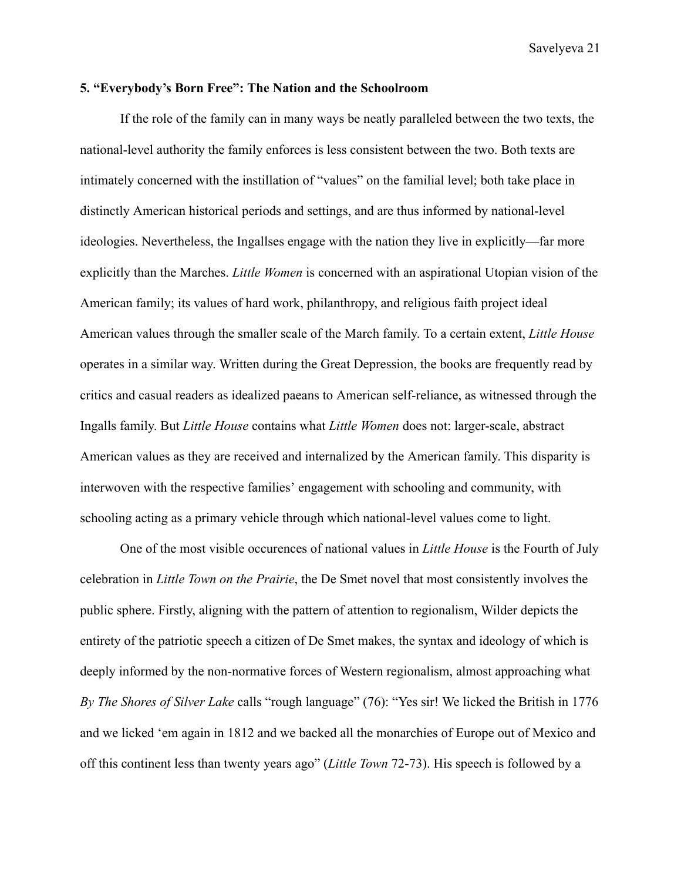## 5. "Everybody's Born Free": The Nation and the Schoolroom

If the role of the family can in many ways be neatly paralleled between the two texts, the national-level authority the family enforces is less consistent between the two. Both texts are intimately concerned with the instillation of "values" on the familial level; both take place in distinctly American historical periods and settings, and are thus informed by national-level ideologies. Nevertheless, the Ingallses engage with the nation they live in explicitly—far more explicitly than the Marches. *Little Women* is concerned with an aspirational Utopian vision of the American family; its values of hard work, philanthropy, and religious faith project ideal American values through the smaller scale of the March family. To a certain extent, *Little House* operates in a similar way. Written during the Great Depression, the books are frequently read by critics and casual readers as idealized paeans to American self-reliance, as witnessed through the Ingalls family. But *Little House* contains what *Little Women* does not: larger-scale, abstract American values as they are received and internalized by the American family. This disparity is interwoven with the respective families' engagement with schooling and community, with schooling acting as a primary vehicle through which national-level values come to light.

One of the most visible occurences of national values in *Little House* is the Fourth of July celebration in *Little Town on the Prairie*, the De Smet novel that most consistently involves the public sphere. Firstly, aligning with the pattern of attention to regionalism, Wilder depicts the entirety of the patriotic speech a citizen of De Smet makes, the syntax and ideology of which is deeply informed by the non-normative forces of Western regionalism, almost approaching what *By The Shores of Silver Lake* calls "rough language" (76): "Yes sir! We licked the British in 1776 and we licked 'em again in 1812 and we backed all the monarchies of Europe out of Mexico and off this continent less than twenty years ago" (*Little Town* 72-73). His speech is followed by a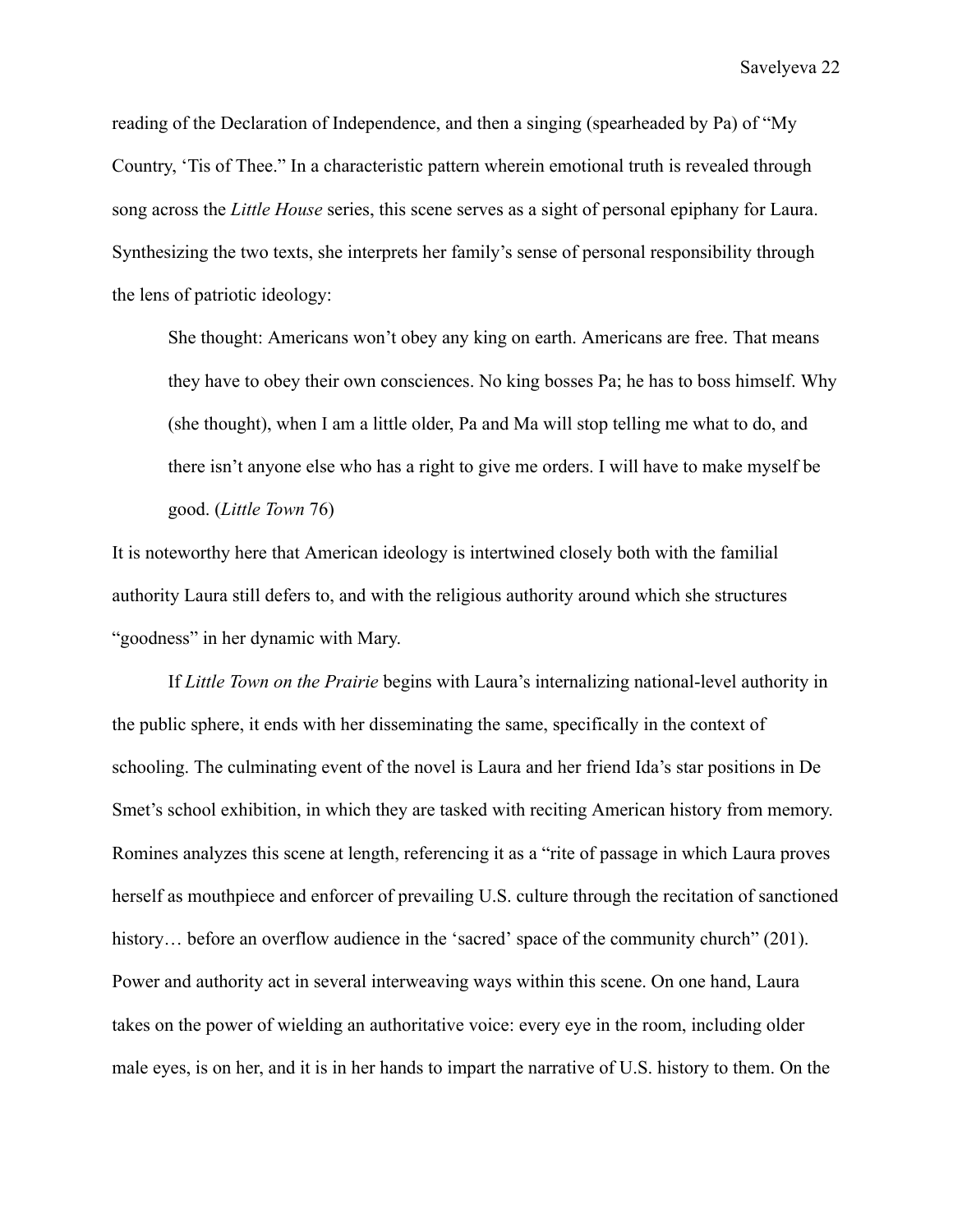reading of the Declaration of Independence, and then a singing (spearheaded by Pa) of "My Country, 'Tis of Thee." In a characteristic pattern wherein emotional truth is revealed through song across the *Little House* series, this scene serves as a sight of personal epiphany for Laura. Synthesizing the two texts, she interprets her family's sense of personal responsibility through the lens of patriotic ideology:

> She thought: Americans won't obey any king on earth. Americans are free. That means they have to obey their own consciences. No king bosses Pa; he has to boss himself. Why (she thought), when I am a little older, Pa and Ma will stop telling me what to do, and there isn't anyone else who has a right to give me orders. I will have to make myself be good. (*Little Town* 76)

It is noteworthy here that American ideology is intertwined closely both with the familial authority Laura still defers to, and with the religious authority around which she structures "goodness" in her dynamic with Mary.

If *Little Town on the Prairie* begins with Laura's internalizing national-level authority in the public sphere, it ends with her disseminating the same, specifically in the context of schooling. The culminating event of the novel is Laura and her friend Ida's star positions in De Smet's school exhibition, in which they are tasked with reciting American history from memory. Romines analyzes this scene at length, referencing it as a "rite of passage in which Laura proves herself as mouthpiece and enforcer of prevailing U.S. culture through the recitation of sanctioned history… before an overflow audience in the 'sacred' space of the community church" (201). Power and authority act in several interweaving ways within this scene. On one hand, Laura takes on the power of wielding an authoritative voice: every eye in the room, including older male eyes, is on her, and it is in her hands to impart the narrative of U.S. history to them. On the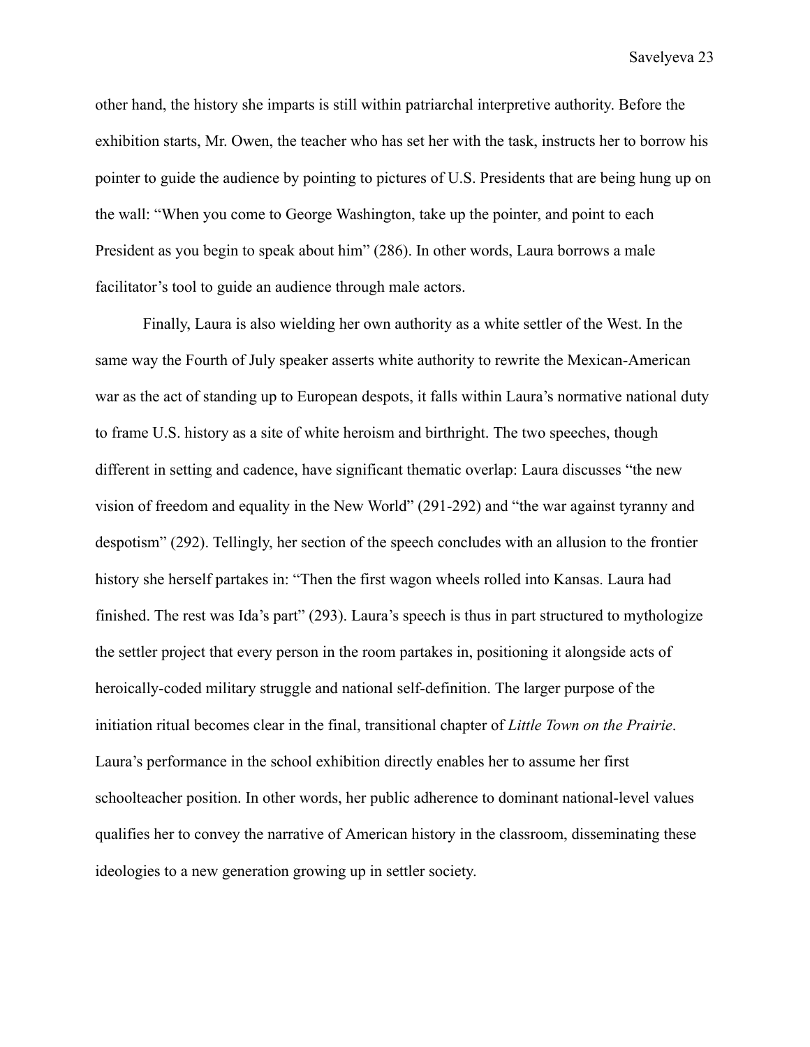other hand, the history she imparts is still within patriarchal interpretive authority. Before the exhibition starts, Mr. Owen, the teacher who has set her with the task, instructs her to borrow his pointer to guide the audience by pointing to pictures of U.S. Presidents that are being hung up on the wall: "When you come to George Washington, take up the pointer, and point to each President as you begin to speak about him" (286). In other words, Laura borrows a male facilitator's tool to guide an audience through male actors.

Finally, Laura is also wielding her own authority as a white settler of the West. In the same way the Fourth of July speaker asserts white authority to rewrite the Mexican-American war as the act of standing up to European despots, it falls within Laura's normative national duty to frame U.S. history as a site of white heroism and birthright. The two speeches, though different in setting and cadence, have significant thematic overlap: Laura discusses "the new vision of freedom and equality in the New World" (291-292) and "the war against tyranny and despotism" (292). Tellingly, her section of the speech concludes with an allusion to the frontier history she herself partakes in: "Then the first wagon wheels rolled into Kansas. Laura had finished. The rest was Ida's part" (293). Laura's speech is thus in part structured to mythologize the settler project that every person in the room partakes in, positioning it alongside acts of heroically-coded military struggle and national self-definition. The larger purpose of the initiation ritual becomes clear in the final, transitional chapter of *Little Town on the Prairie*. Laura's performance in the school exhibition directly enables her to assume her first schoolteacher position. In other words, her public adherence to dominant national-level values qualifies her to convey the narrative of American history in the classroom, disseminating these ideologies to a new generation growing up in settler society.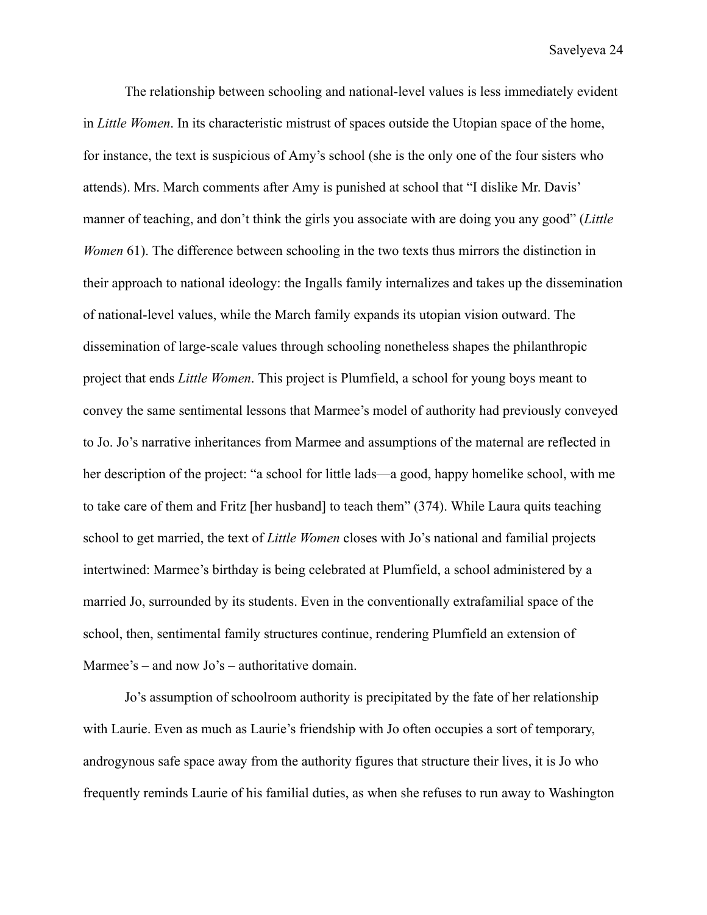The relationship between schooling and national-level values is less immediately evident in *Little Women*. In its characteristic mistrust of spaces outside the Utopian space of the home, for instance, the text is suspicious of Amy's school (she is the only one of the four sisters who attends). Mrs. March comments after Amy is punished at school that "I dislike Mr. Davis' manner of teaching, and don't think the girls you associate with are doing you any good" (*Little Women* 61). The difference between schooling in the two texts thus mirrors the distinction in their approach to national ideology: the Ingalls family internalizes and takes up the dissemination of national-level values, while the March family expands its utopian vision outward. The dissemination of large-scale values through schooling nonetheless shapes the philanthropic project that ends *Little Women*. This project is Plumfield, a school for young boys meant to convey the same sentimental lessons that Marmee's model of authority had previously conveyed to Jo. Jo's narrative inheritances from Marmee and assumptions of the maternal are reflected in her description of the project: "a school for little lads—a good, happy homelike school, with me to take care of them and Fritz [her husband] to teach them" (374). While Laura quits teaching school to get married, the text of *Little Women* closes with Jo's national and familial projects intertwined: Marmee's birthday is being celebrated at Plumfield, a school administered by a married Jo, surrounded by its students. Even in the conventionally extrafamilial space of the school, then, sentimental family structures continue, rendering Plumfield an extension of Marmee's – and now Jo's – authoritative domain.

Jo's assumption of schoolroom authority is precipitated by the fate of her relationship with Laurie. Even as much as Laurie's friendship with Jo often occupies a sort of temporary, androgynous safe space away from the authority figures that structure their lives, it is Jo who frequently reminds Laurie of his familial duties, as when she refuses to run away to Washington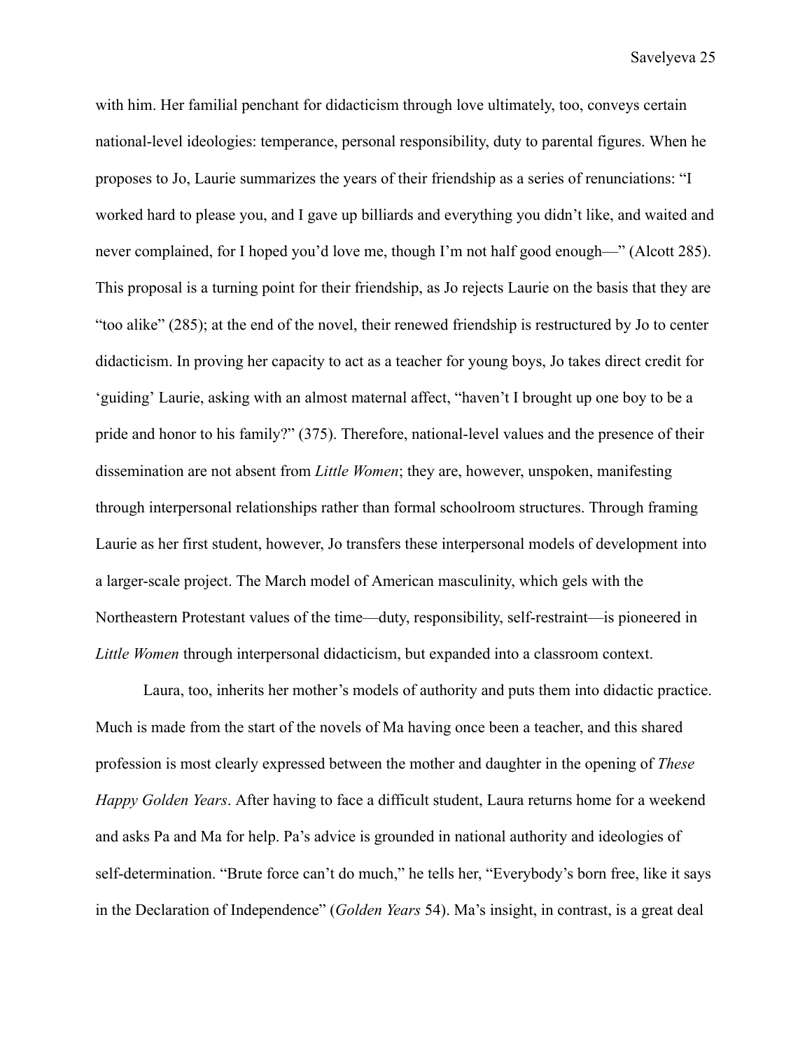with him. Her familial penchant for didacticism through love ultimately, too, conveys certain national-level ideologies: temperance, personal responsibility, duty to parental figures. When he proposes to Jo, Laurie summarizes the years of their friendship as a series of renunciations: "I worked hard to please you, and I gave up billiards and everything you didn't like, and waited and never complained, for I hoped you'd love me, though I'm not half good enough—" (Alcott 285). This proposal is a turning point for their friendship, as Jo rejects Laurie on the basis that they are "too alike" (285); at the end of the novel, their renewed friendship is restructured by Jo to center didacticism. In proving her capacity to act as a teacher for young boys, Jo takes direct credit for 'guiding' Laurie, asking with an almost maternal affect, "haven't I brought up one boy to be a pride and honor to his family?" (375). Therefore, national-level values and the presence of their dissemination are not absent from *Little Women*; they are, however, unspoken, manifesting through interpersonal relationships rather than formal schoolroom structures. Through framing Laurie as her first student, however, Jo transfers these interpersonal models of development into a larger-scale project. The March model of American masculinity, which gels with the Northeastern Protestant values of the time—duty, responsibility, self-restraint—is pioneered in *Little Women* through interpersonal didacticism, but expanded into a classroom context.

Laura, too, inherits her mother's models of authority and puts them into didactic practice. Much is made from the start of the novels of Ma having once been a teacher, and this shared profession is most clearly expressed between the mother and daughter in the opening of *These Happy Golden Years*. After having to face a difficult student, Laura returns home for a weekend and asks Pa and Ma for help. Pa's advice is grounded in national authority and ideologies of self-determination. "Brute force can't do much," he tells her, "Everybody's born free, like it says in the Declaration of Independence" (*Golden Years* 54). Ma's insight, in contrast, is a great deal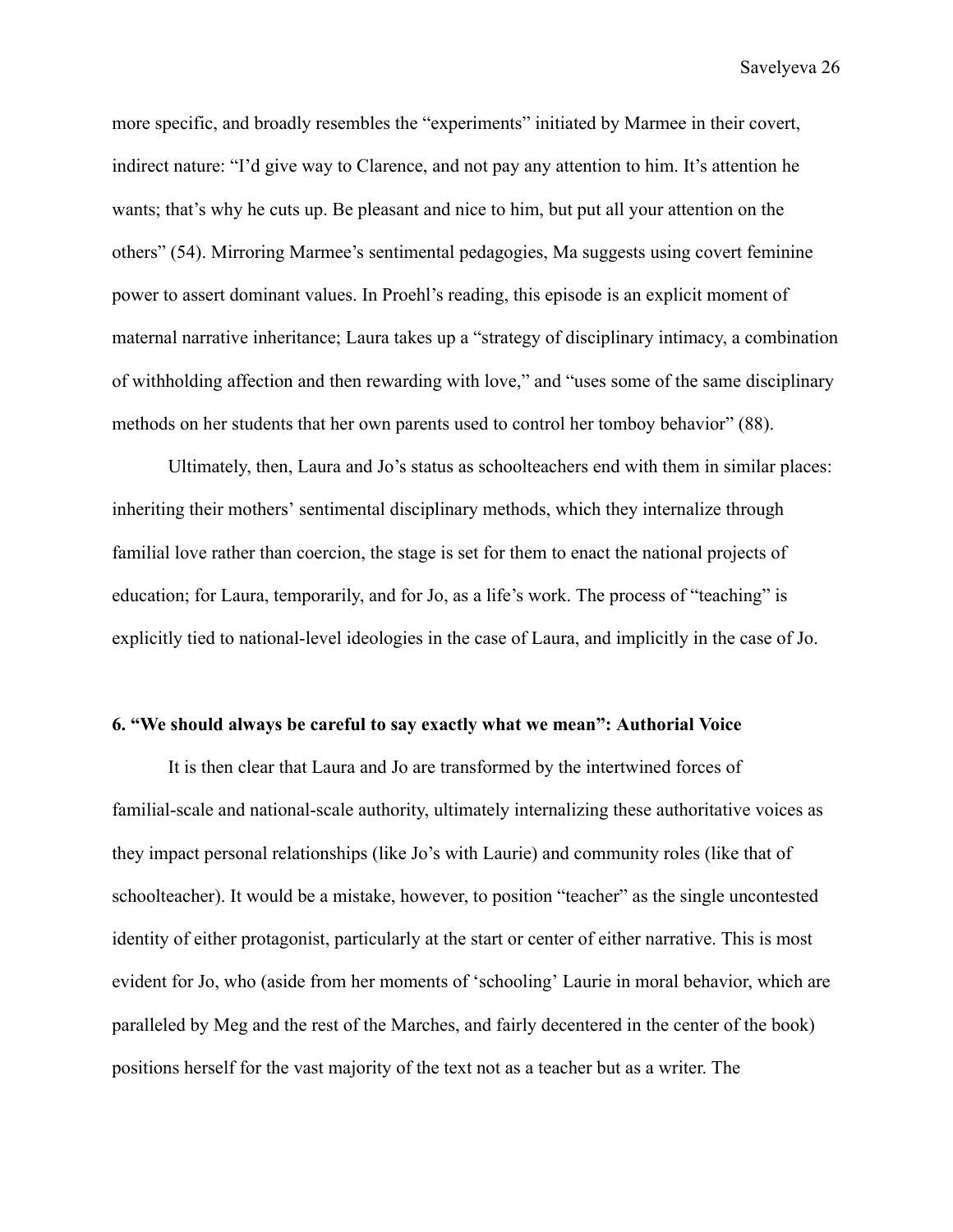more specific, and broadly resembles the "experiments" initiated by Marmee in their covert, indirect nature: "I'd give way to Clarence, and not pay any attention to him. It's attention he wants; that's why he cuts up. Be pleasant and nice to him, but put all your attention on the others" (54). Mirroring Marmee's sentimental pedagogies, Ma suggests using covert feminine power to assert dominant values. In Proehl's reading, this episode is an explicit moment of maternal narrative inheritance; Laura takes up a "strategy of disciplinary intimacy, a combination of withholding affection and then rewarding with love," and "uses some of the same disciplinary methods on her students that her own parents used to control her tomboy behavior" (88).

Ultimately, then, Laura and Jo's status as schoolteachers end with them in similar places: inheriting their mothers' sentimental disciplinary methods, which they internalize through familial love rather than coercion, the stage is set for them to enact the national projects of education; for Laura, temporarily, and for Jo, as a life's work. The process of "teaching" is explicitly tied to national-level ideologies in the case of Laura, and implicitly in the case of Jo.

### 6. "We should always be careful to say exactly what we mean": Authorial Voice

It is then clear that Laura and Jo are transformed by the intertwined forces of familial-scale and national-scale authority, ultimately internalizing these authoritative voices as they impact personal relationships (like Jo's with Laurie) and community roles (like that of schoolteacher). It would be a mistake, however, to position "teacher" as the single uncontested identity of either protagonist, particularly at the start or center of either narrative. This is most evident for Jo, who (aside from her moments of 'schooling' Laurie in moral behavior, which are paralleled by Meg and the rest of the Marches, and fairly decentered in the center of the book) positions herself for the vast majority of the text not as a teacher but as a writer. The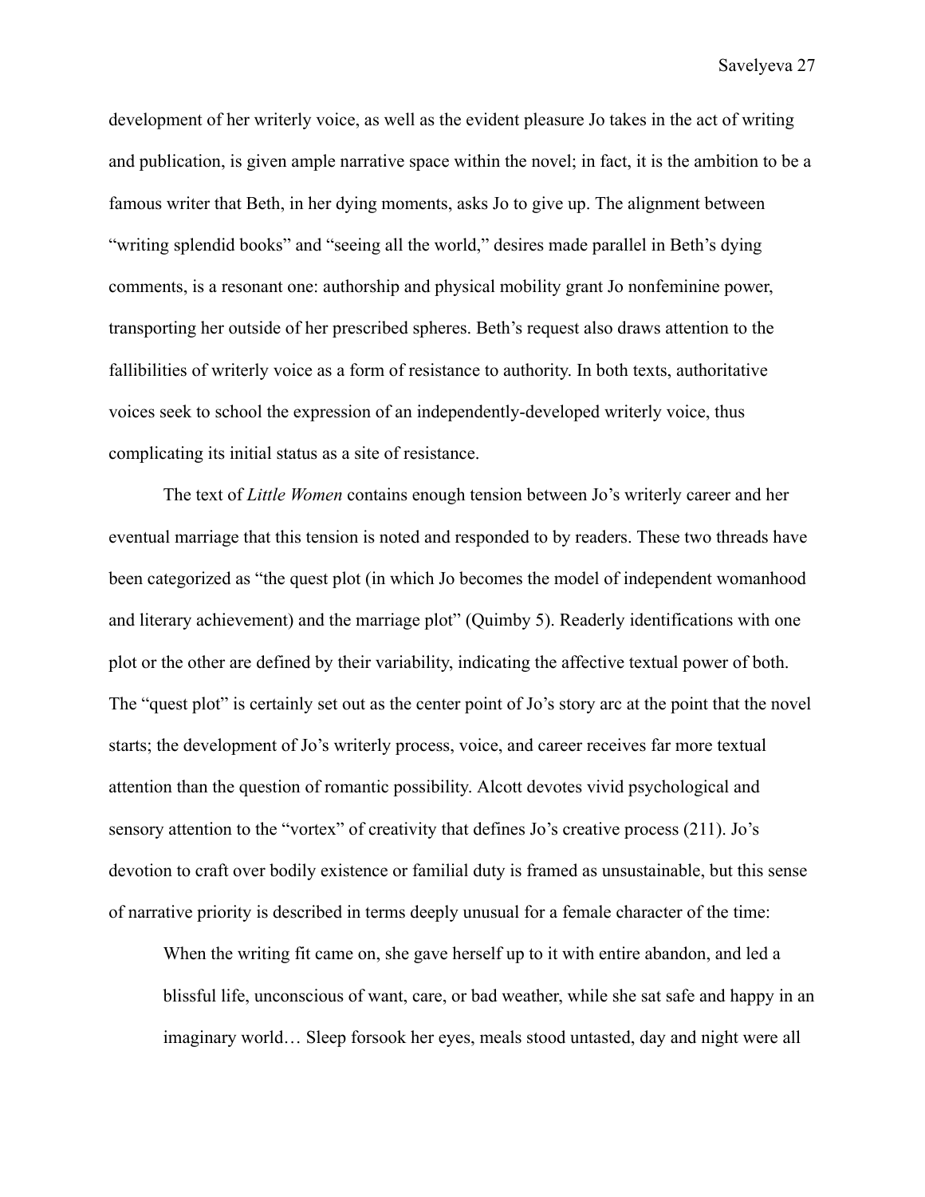development of her writerly voice, as well as the evident pleasure Jo takes in the act of writing and publication, is given ample narrative space within the novel; in fact, it is the ambition to be a famous writer that Beth, in her dying moments, asks Jo to give up. The alignment between "writing splendid books" and "seeing all the world," desires made parallel in Beth's dying comments, is a resonant one: authorship and physical mobility grant Jo nonfeminine power, transporting her outside of her prescribed spheres. Beth's request also draws attention to the fallibilities of writerly voice as a form of resistance to authority. In both texts, authoritative voices seek to school the expression of an independently-developed writerly voice, thus complicating its initial status as a site of resistance.

The text of *Little Women* contains enough tension between Jo's writerly career and her eventual marriage that this tension is noted and responded to by readers. These two threads have been categorized as "the quest plot (in which Jo becomes the model of independent womanhood and literary achievement) and the marriage plot" (Quimby 5). Readerly identifications with one plot or the other are defined by their variability, indicating the affective textual power of both. The "quest plot" is certainly set out as the center point of Jo's story arc at the point that the novel starts; the development of Jo's writerly process, voice, and career receives far more textual attention than the question of romantic possibility. Alcott devotes vivid psychological and sensory attention to the "vortex" of creativity that defines Jo's creative process (211). Jo's devotion to craft over bodily existence or familial duty is framed as unsustainable, but this sense of narrative priority is described in terms deeply unusual for a female character of the time:

> When the writing fit came on, she gave herself up to it with entire abandon, and led a blissful life, unconscious of want, care, or bad weather, while she sat safe and happy in an imaginary world… Sleep forsook her eyes, meals stood untasted, day and night were all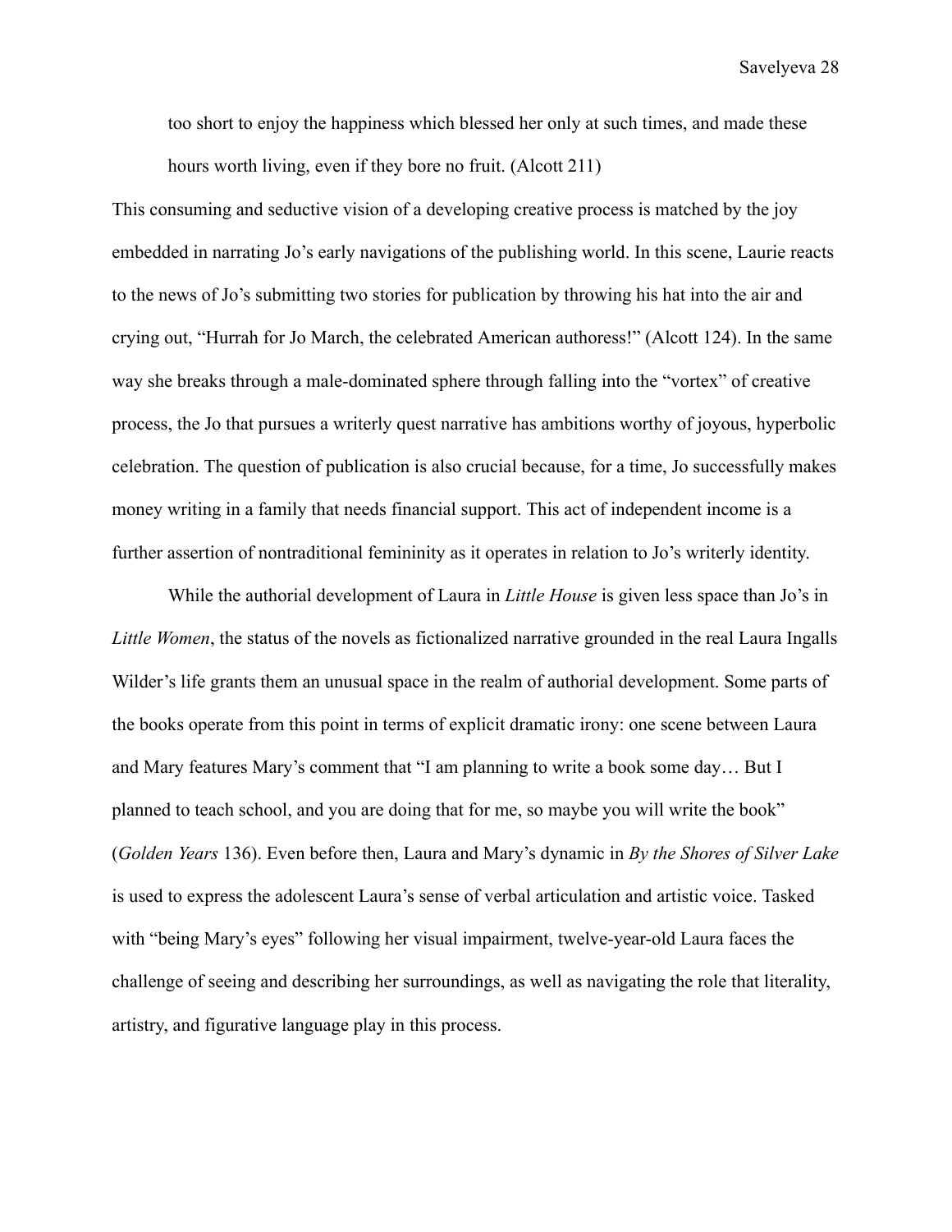> too short to enjoy the happiness which blessed her only at such times, and made these hours worth living, even if they bore no fruit. (Alcott 211)

This consuming and seductive vision of a developing creative process is matched by the joy embedded in narrating Jo's early navigations of the publishing world. In this scene, Laurie reacts to the news of Jo's submitting two stories for publication by throwing his hat into the air and crying out, "Hurrah for Jo March, the celebrated American authoress!" (Alcott 124). In the same way she breaks through a male-dominated sphere through falling into the "vortex" of creative process, the Jo that pursues a writerly quest narrative has ambitions worthy of joyous, hyperbolic celebration. The question of publication is also crucial because, for a time, Jo successfully makes money writing in a family that needs financial support. This act of independent income is a further assertion of nontraditional femininity as it operates in relation to Jo's writerly identity.

While the authorial development of Laura in *Little House* is given less space than Jo's in *Little Women*, the status of the novels as fictionalized narrative grounded in the real Laura Ingalls Wilder's life grants them an unusual space in the realm of authorial development. Some parts of the books operate from this point in terms of explicit dramatic irony: one scene between Laura and Mary features Mary's comment that "I am planning to write a book some day… But I planned to teach school, and you are doing that for me, so maybe you will write the book" (*Golden Years* 136). Even before then, Laura and Mary's dynamic in *By the Shores of Silver Lake* is used to express the adolescent Laura's sense of verbal articulation and artistic voice. Tasked with "being Mary's eyes" following her visual impairment, twelve-year-old Laura faces the challenge of seeing and describing her surroundings, as well as navigating the role that literality, artistry, and figurative language play in this process.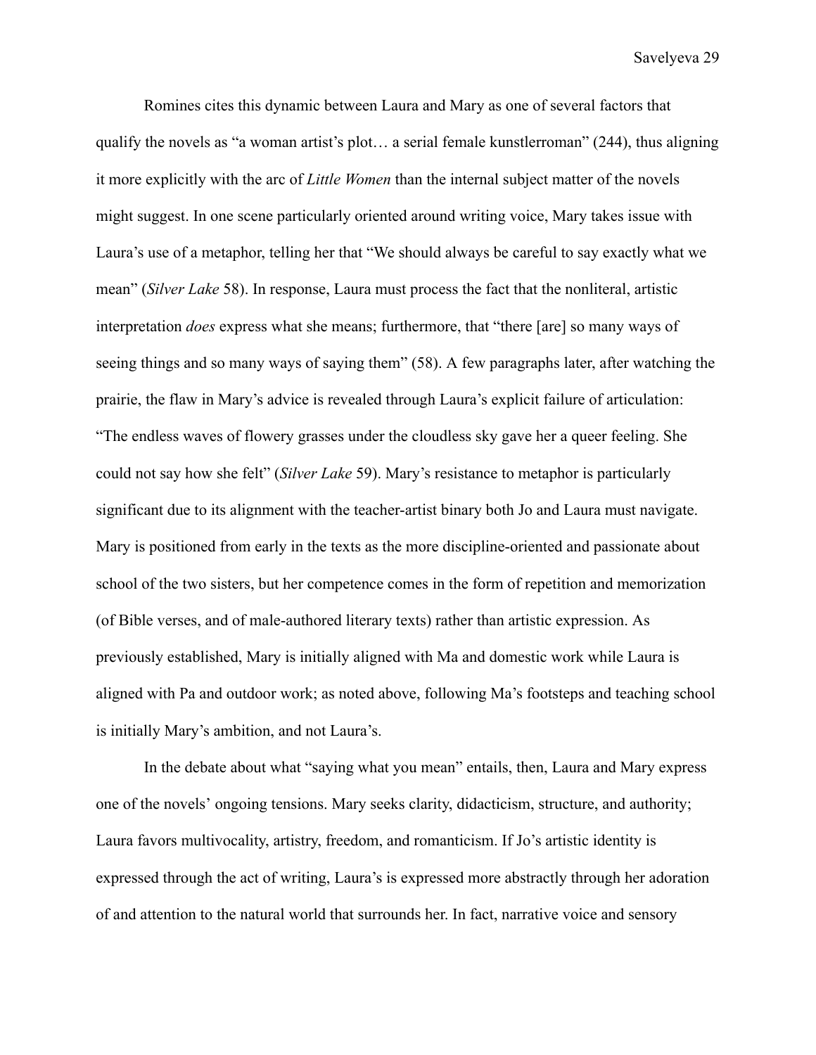Romines cites this dynamic between Laura and Mary as one of several factors that qualify the novels as "a woman artist's plot… a serial female kunstlerroman" (244), thus aligning it more explicitly with the arc of *Little Women* than the internal subject matter of the novels might suggest. In one scene particularly oriented around writing voice, Mary takes issue with Laura's use of a metaphor, telling her that "We should always be careful to say exactly what we mean" (*Silver Lake* 58). In response, Laura must process the fact that the nonliteral, artistic interpretation *does* express what she means; furthermore, that "there [are] so many ways of seeing things and so many ways of saying them" (58). A few paragraphs later, after watching the prairie, the flaw in Mary's advice is revealed through Laura's explicit failure of articulation: "The endless waves of flowery grasses under the cloudless sky gave her a queer feeling. She could not say how she felt" (*Silver Lake* 59). Mary's resistance to metaphor is particularly significant due to its alignment with the teacher-artist binary both Jo and Laura must navigate. Mary is positioned from early in the texts as the more discipline-oriented and passionate about school of the two sisters, but her competence comes in the form of repetition and memorization (of Bible verses, and of male-authored literary texts) rather than artistic expression. As previously established, Mary is initially aligned with Ma and domestic work while Laura is aligned with Pa and outdoor work; as noted above, following Ma's footsteps and teaching school is initially Mary's ambition, and not Laura's.

In the debate about what "saying what you mean" entails, then, Laura and Mary express one of the novels' ongoing tensions. Mary seeks clarity, didacticism, structure, and authority; Laura favors multivocality, artistry, freedom, and romanticism. If Jo's artistic identity is expressed through the act of writing, Laura's is expressed more abstractly through her adoration of and attention to the natural world that surrounds her. In fact, narrative voice and sensory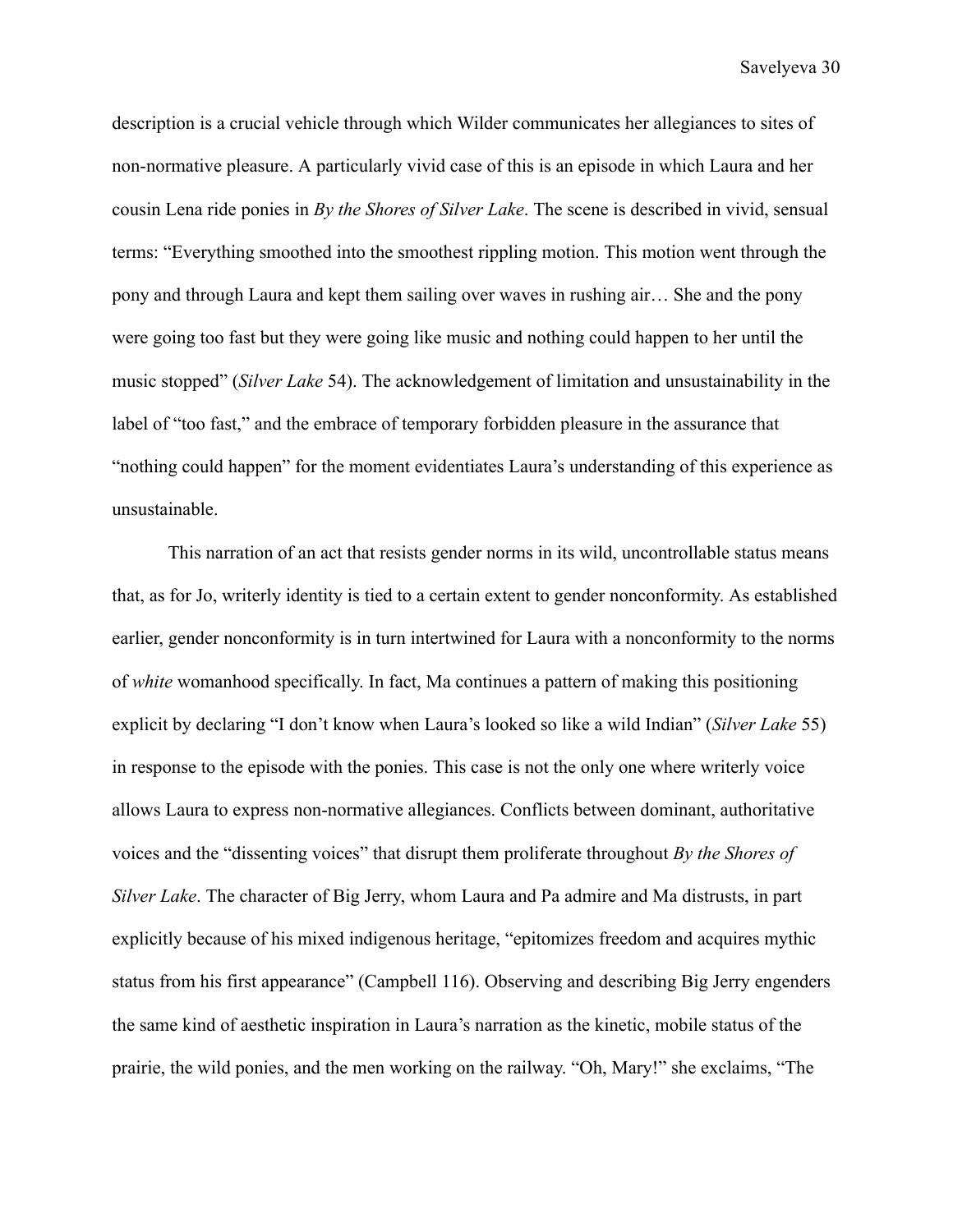description is a crucial vehicle through which Wilder communicates her allegiances to sites of non-normative pleasure. A particularly vivid case of this is an episode in which Laura and her cousin Lena ride ponies in *By the Shores of Silver Lake*. The scene is described in vivid, sensual terms: "Everything smoothed into the smoothest rippling motion. This motion went through the pony and through Laura and kept them sailing over waves in rushing air… She and the pony were going too fast but they were going like music and nothing could happen to her until the music stopped" (*Silver Lake* 54). The acknowledgement of limitation and unsustainability in the label of "too fast," and the embrace of temporary forbidden pleasure in the assurance that "nothing could happen" for the moment evidentiates Laura's understanding of this experience as unsustainable.

This narration of an act that resists gender norms in its wild, uncontrollable status means that, as for Jo, writerly identity is tied to a certain extent to gender nonconformity. As established earlier, gender nonconformity is in turn intertwined for Laura with a nonconformity to the norms of *white* womanhood specifically. In fact, Ma continues a pattern of making this positioning explicit by declaring "I don't know when Laura's looked so like a wild Indian" (*Silver Lake* 55) in response to the episode with the ponies. This case is not the only one where writerly voice allows Laura to express non-normative allegiances. Conflicts between dominant, authoritative voices and the "dissenting voices" that disrupt them proliferate throughout *By the Shores of Silver Lake*. The character of Big Jerry, whom Laura and Pa admire and Ma distrusts, in part explicitly because of his mixed indigenous heritage, "epitomizes freedom and acquires mythic status from his first appearance" (Campbell 116). Observing and describing Big Jerry engenders the same kind of aesthetic inspiration in Laura's narration as the kinetic, mobile status of the prairie, the wild ponies, and the men working on the railway. "Oh, Mary!" she exclaims, "The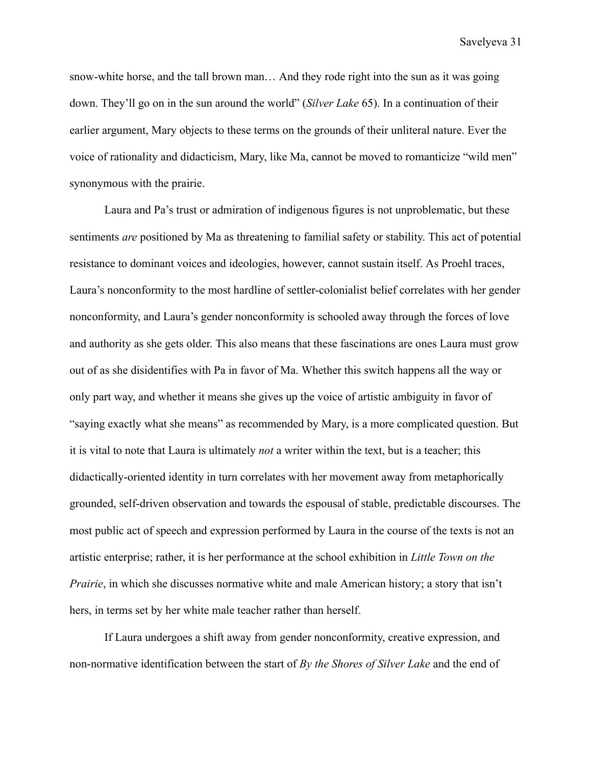snow-white horse, and the tall brown man… And they rode right into the sun as it was going down. They'll go on in the sun around the world" (*Silver Lake* 65). In a continuation of their earlier argument, Mary objects to these terms on the grounds of their unliteral nature. Ever the voice of rationality and didacticism, Mary, like Ma, cannot be moved to romanticize "wild men" synonymous with the prairie.

Laura and Pa's trust or admiration of indigenous figures is not unproblematic, but these sentiments *are* positioned by Ma as threatening to familial safety or stability. This act of potential resistance to dominant voices and ideologies, however, cannot sustain itself. As Proehl traces, Laura's nonconformity to the most hardline of settler-colonialist belief correlates with her gender nonconformity, and Laura's gender nonconformity is schooled away through the forces of love and authority as she gets older. This also means that these fascinations are ones Laura must grow out of as she disidentifies with Pa in favor of Ma. Whether this switch happens all the way or only part way, and whether it means she gives up the voice of artistic ambiguity in favor of "saying exactly what she means" as recommended by Mary, is a more complicated question. But it is vital to note that Laura is ultimately *not* a writer within the text, but is a teacher; this didactically-oriented identity in turn correlates with her movement away from metaphorically grounded, self-driven observation and towards the espousal of stable, predictable discourses. The most public act of speech and expression performed by Laura in the course of the texts is not an artistic enterprise; rather, it is her performance at the school exhibition in *Little Town on the Prairie*, in which she discusses normative white and male American history; a story that isn't hers, in terms set by her white male teacher rather than herself.

If Laura undergoes a shift away from gender nonconformity, creative expression, and non-normative identification between the start of *By the Shores of Silver Lake* and the end of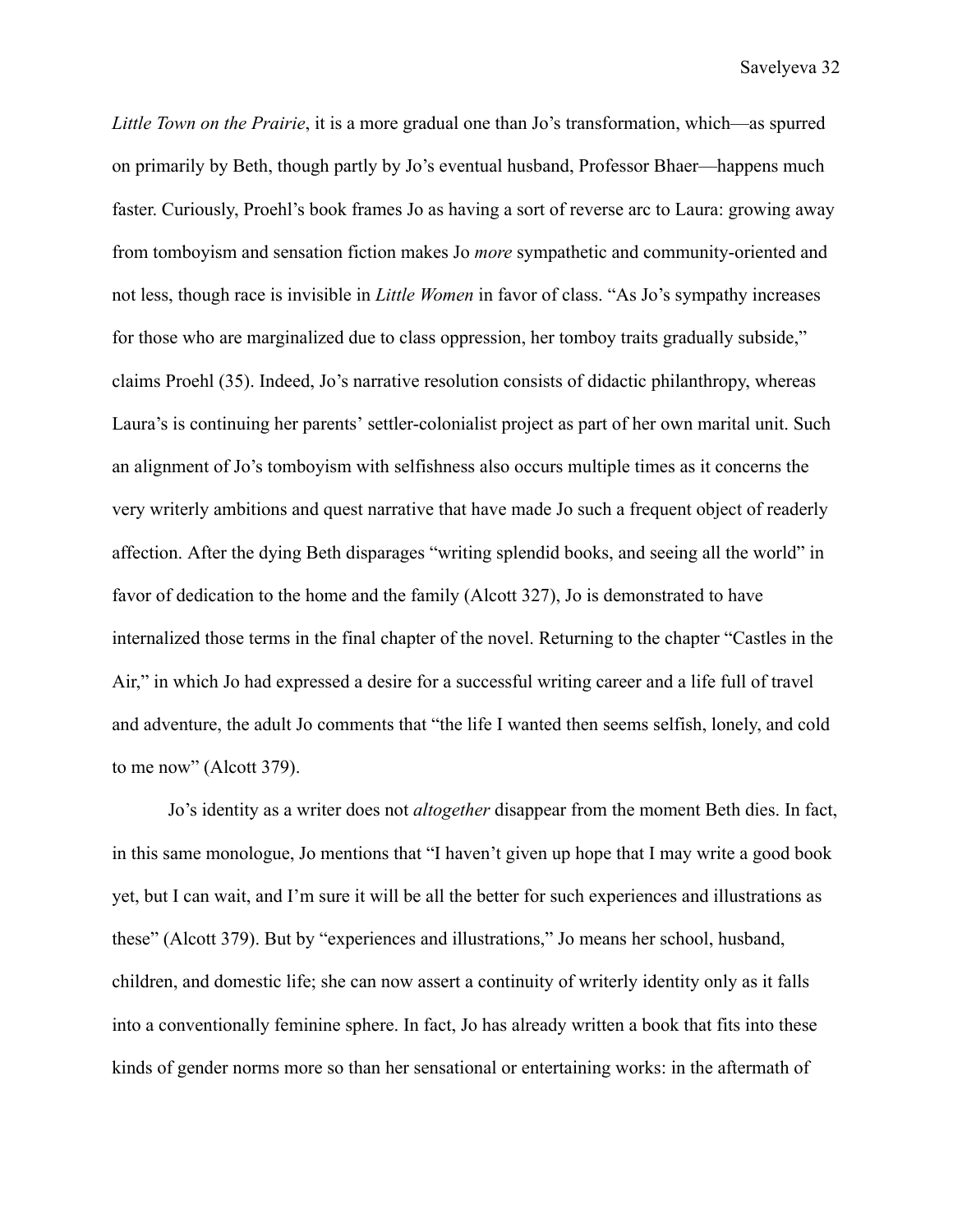*Little Town on the Prairie*, it is a more gradual one than Jo's transformation, which—as spurred on primarily by Beth, though partly by Jo's eventual husband, Professor Bhaer—happens much faster. Curiously, Proehl's book frames Jo as having a sort of reverse arc to Laura: growing away from tomboyism and sensation fiction makes Jo *more* sympathetic and community-oriented and not less, though race is invisible in *Little Women* in favor of class. "As Jo's sympathy increases for those who are marginalized due to class oppression, her tomboy traits gradually subside," claims Proehl (35). Indeed, Jo's narrative resolution consists of didactic philanthropy, whereas Laura's is continuing her parents' settler-colonialist project as part of her own marital unit. Such an alignment of Jo's tomboyism with selfishness also occurs multiple times as it concerns the very writerly ambitions and quest narrative that have made Jo such a frequent object of readerly affection. After the dying Beth disparages "writing splendid books, and seeing all the world" in favor of dedication to the home and the family (Alcott 327), Jo is demonstrated to have internalized those terms in the final chapter of the novel. Returning to the chapter "Castles in the Air," in which Jo had expressed a desire for a successful writing career and a life full of travel and adventure, the adult Jo comments that "the life I wanted then seems selfish, lonely, and cold to me now" (Alcott 379).

Jo's identity as a writer does not *altogether* disappear from the moment Beth dies. In fact, in this same monologue, Jo mentions that "I haven't given up hope that I may write a good book yet, but I can wait, and I'm sure it will be all the better for such experiences and illustrations as these" (Alcott 379). But by "experiences and illustrations," Jo means her school, husband, children, and domestic life; she can now assert a continuity of writerly identity only as it falls into a conventionally feminine sphere. In fact, Jo has already written a book that fits into these kinds of gender norms more so than her sensational or entertaining works: in the aftermath of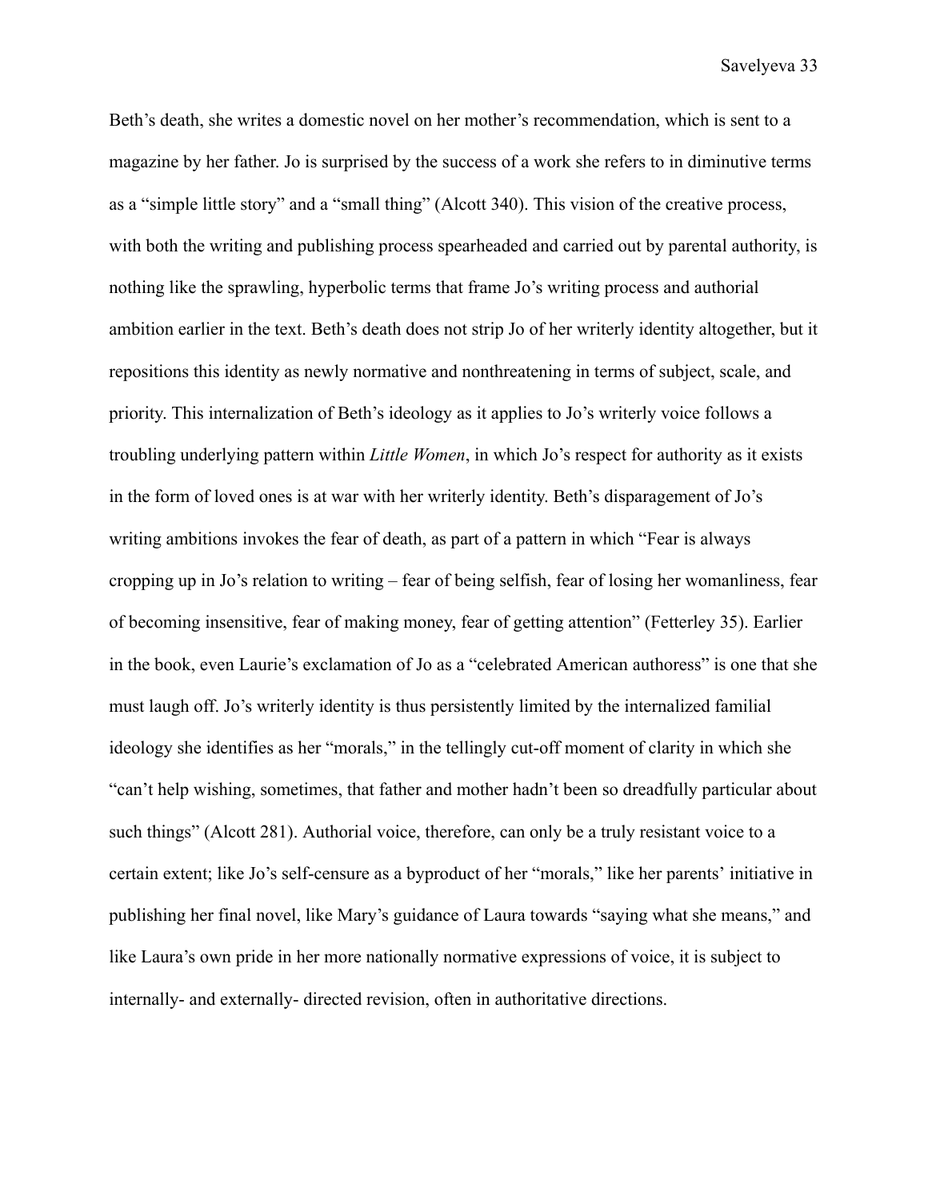Beth's death, she writes a domestic novel on her mother's recommendation, which is sent to a magazine by her father. Jo is surprised by the success of a work she refers to in diminutive terms as a "simple little story" and a "small thing" (Alcott 340). This vision of the creative process, with both the writing and publishing process spearheaded and carried out by parental authority, is nothing like the sprawling, hyperbolic terms that frame Jo's writing process and authorial ambition earlier in the text. Beth's death does not strip Jo of her writerly identity altogether, but it repositions this identity as newly normative and nonthreatening in terms of subject, scale, and priority. This internalization of Beth's ideology as it applies to Jo's writerly voice follows a troubling underlying pattern within *Little Women*, in which Jo's respect for authority as it exists in the form of loved ones is at war with her writerly identity. Beth's disparagement of Jo's writing ambitions invokes the fear of death, as part of a pattern in which "Fear is always cropping up in Jo's relation to writing – fear of being selfish, fear of losing her womanliness, fear of becoming insensitive, fear of making money, fear of getting attention" (Fetterley 35). Earlier in the book, even Laurie's exclamation of Jo as a "celebrated American authoress" is one that she must laugh off. Jo's writerly identity is thus persistently limited by the internalized familial ideology she identifies as her "morals," in the tellingly cut-off moment of clarity in which she "can't help wishing, sometimes, that father and mother hadn't been so dreadfully particular about such things" (Alcott 281). Authorial voice, therefore, can only be a truly resistant voice to a certain extent; like Jo's self-censure as a byproduct of her "morals," like her parents' initiative in publishing her final novel, like Mary's guidance of Laura towards "saying what she means," and like Laura's own pride in her more nationally normative expressions of voice, it is subject to internally- and externally- directed revision, often in authoritative directions.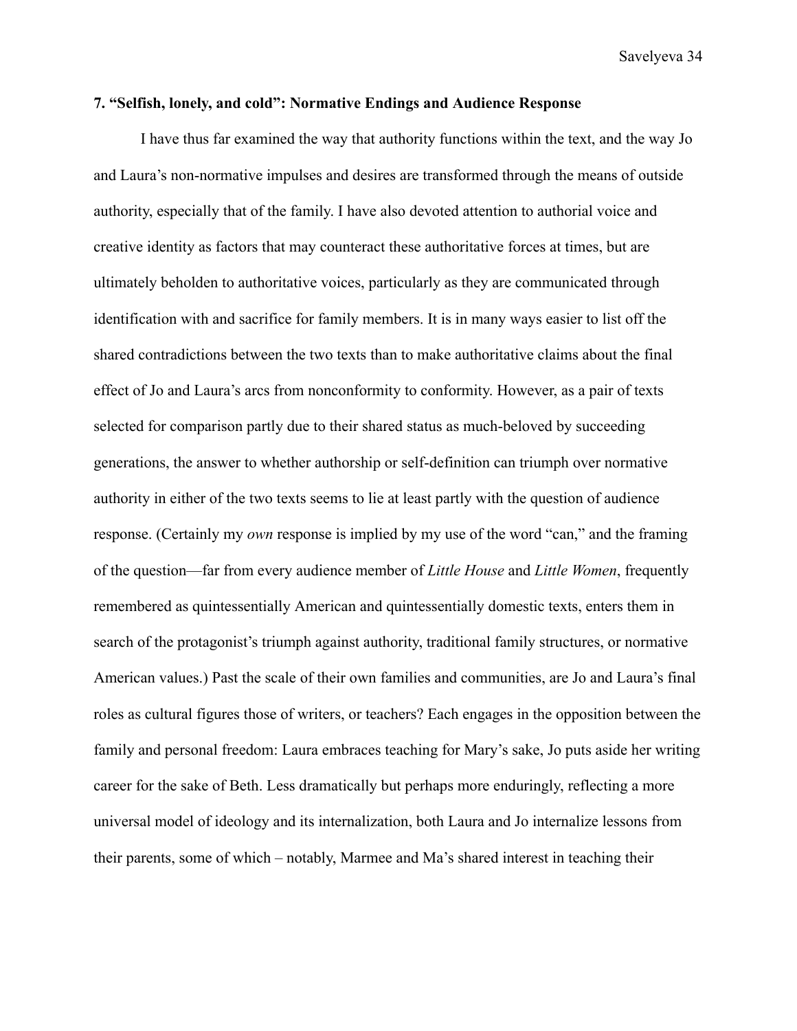### 7. "Selfish, lonely, and cold": Normative Endings and Audience Response

I have thus far examined the way that authority functions within the text, and the way Jo and Laura's non-normative impulses and desires are transformed through the means of outside authority, especially that of the family. I have also devoted attention to authorial voice and creative identity as factors that may counteract these authoritative forces at times, but are ultimately beholden to authoritative voices, particularly as they are communicated through identification with and sacrifice for family members. It is in many ways easier to list off the shared contradictions between the two texts than to make authoritative claims about the final effect of Jo and Laura's arcs from nonconformity to conformity. However, as a pair of texts selected for comparison partly due to their shared status as much-beloved by succeeding generations, the answer to whether authorship or self-definition can triumph over normative authority in either of the two texts seems to lie at least partly with the question of audience response. (Certainly my *own* response is implied by my use of the word "can," and the framing of the question—far from every audience member of *Little House* and *Little Women*, frequently remembered as quintessentially American and quintessentially domestic texts, enters them in search of the protagonist's triumph against authority, traditional family structures, or normative American values.) Past the scale of their own families and communities, are Jo and Laura's final roles as cultural figures those of writers, or teachers? Each engages in the opposition between the family and personal freedom: Laura embraces teaching for Mary's sake, Jo puts aside her writing career for the sake of Beth. Less dramatically but perhaps more enduringly, reflecting a more universal model of ideology and its internalization, both Laura and Jo internalize lessons from their parents, some of which – notably, Marmee and Ma's shared interest in teaching their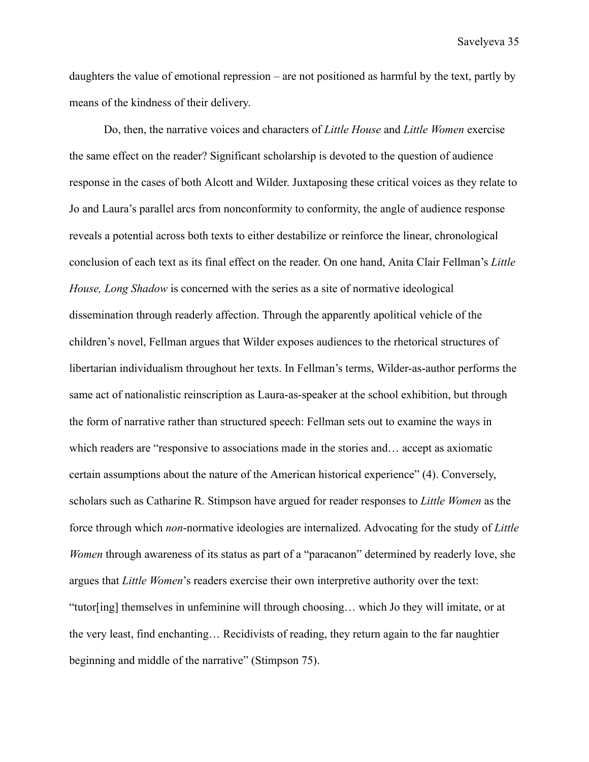daughters the value of emotional repression – are not positioned as harmful by the text, partly by means of the kindness of their delivery.

Do, then, the narrative voices and characters of *Little House* and *Little Women* exercise the same effect on the reader? Significant scholarship is devoted to the question of audience response in the cases of both Alcott and Wilder. Juxtaposing these critical voices as they relate to Jo and Laura's parallel arcs from nonconformity to conformity, the angle of audience response reveals a potential across both texts to either destabilize or reinforce the linear, chronological conclusion of each text as its final effect on the reader. On one hand, Anita Clair Fellman's *Little House, Long Shadow* is concerned with the series as a site of normative ideological dissemination through readerly affection. Through the apparently apolitical vehicle of the children's novel, Fellman argues that Wilder exposes audiences to the rhetorical structures of libertarian individualism throughout her texts. In Fellman's terms, Wilder-as-author performs the same act of nationalistic reinscription as Laura-as-speaker at the school exhibition, but through the form of narrative rather than structured speech: Fellman sets out to examine the ways in which readers are "responsive to associations made in the stories and… accept as axiomatic certain assumptions about the nature of the American historical experience" (4). Conversely, scholars such as Catharine R. Stimpson have argued for reader responses to *Little Women* as the force through which *non*-normative ideologies are internalized. Advocating for the study of *Little Women* through awareness of its status as part of a "paracanon" determined by readerly love, she argues that *Little Women*'s readers exercise their own interpretive authority over the text: "tutor[ing] themselves in unfeminine will through choosing… which Jo they will imitate, or at the very least, find enchanting… Recidivists of reading, they return again to the far naughtier beginning and middle of the narrative" (Stimpson 75).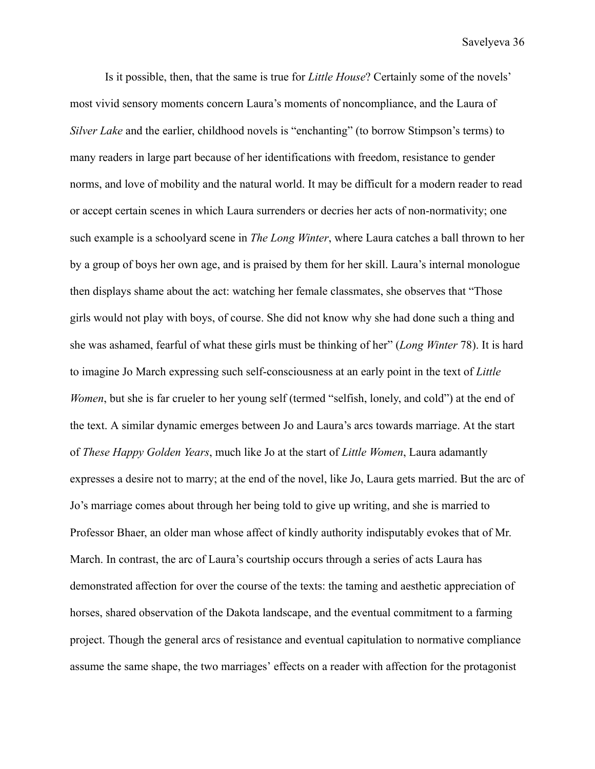Is it possible, then, that the same is true for *Little House*? Certainly some of the novels' most vivid sensory moments concern Laura's moments of noncompliance, and the Laura of *Silver Lake* and the earlier, childhood novels is "enchanting" (to borrow Stimpson's terms) to many readers in large part because of her identifications with freedom, resistance to gender norms, and love of mobility and the natural world. It may be difficult for a modern reader to read or accept certain scenes in which Laura surrenders or decries her acts of non-normativity; one such example is a schoolyard scene in *The Long Winter*, where Laura catches a ball thrown to her by a group of boys her own age, and is praised by them for her skill. Laura's internal monologue then displays shame about the act: watching her female classmates, she observes that "Those girls would not play with boys, of course. She did not know why she had done such a thing and she was ashamed, fearful of what these girls must be thinking of her" (*Long Winter* 78). It is hard to imagine Jo March expressing such self-consciousness at an early point in the text of *Little Women*, but she is far crueler to her young self (termed "selfish, lonely, and cold") at the end of the text. A similar dynamic emerges between Jo and Laura's arcs towards marriage. At the start of *These Happy Golden Years*, much like Jo at the start of *Little Women*, Laura adamantly expresses a desire not to marry; at the end of the novel, like Jo, Laura gets married. But the arc of Jo's marriage comes about through her being told to give up writing, and she is married to Professor Bhaer, an older man whose affect of kindly authority indisputably evokes that of Mr. March. In contrast, the arc of Laura's courtship occurs through a series of acts Laura has demonstrated affection for over the course of the texts: the taming and aesthetic appreciation of horses, shared observation of the Dakota landscape, and the eventual commitment to a farming project. Though the general arcs of resistance and eventual capitulation to normative compliance assume the same shape, the two marriages' effects on a reader with affection for the protagonist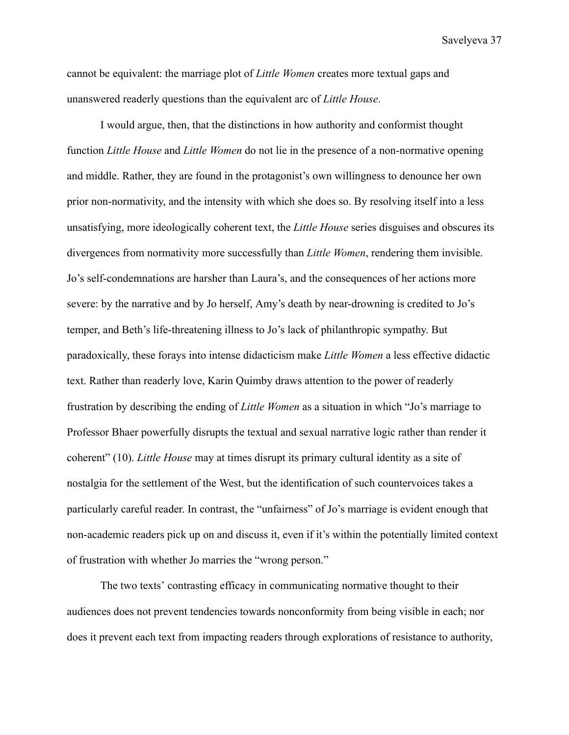cannot be equivalent: the marriage plot of *Little Women* creates more textual gaps and unanswered readerly questions than the equivalent arc of *Little House*.

I would argue, then, that the distinctions in how authority and conformist thought function *Little House* and *Little Women* do not lie in the presence of a non-normative opening and middle. Rather, they are found in the protagonist's own willingness to denounce her own prior non-normativity, and the intensity with which she does so. By resolving itself into a less unsatisfying, more ideologically coherent text, the *Little House* series disguises and obscures its divergences from normativity more successfully than *Little Women*, rendering them invisible. Jo's self-condemnations are harsher than Laura's, and the consequences of her actions more severe: by the narrative and by Jo herself, Amy's death by near-drowning is credited to Jo's temper, and Beth's life-threatening illness to Jo's lack of philanthropic sympathy. But paradoxically, these forays into intense didacticism make *Little Women* a less effective didactic text. Rather than readerly love, Karin Quimby draws attention to the power of readerly frustration by describing the ending of *Little Women* as a situation in which "Jo's marriage to Professor Bhaer powerfully disrupts the textual and sexual narrative logic rather than render it coherent" (10). *Little House* may at times disrupt its primary cultural identity as a site of nostalgia for the settlement of the West, but the identification of such countervoices takes a particularly careful reader. In contrast, the "unfairness" of Jo's marriage is evident enough that non-academic readers pick up on and discuss it, even if it's within the potentially limited context of frustration with whether Jo marries the "wrong person."

The two texts' contrasting efficacy in communicating normative thought to their audiences does not prevent tendencies towards nonconformity from being visible in each; nor does it prevent each text from impacting readers through explorations of resistance to authority,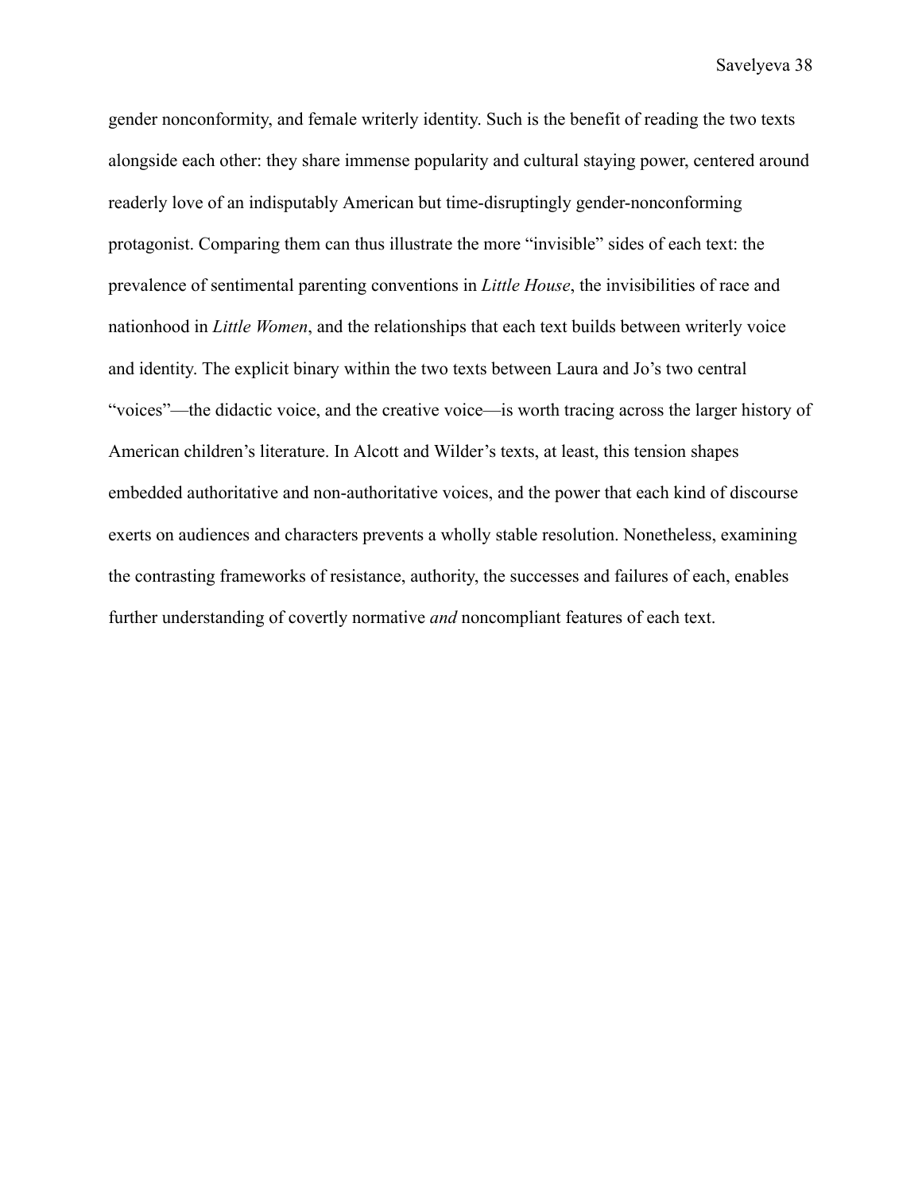gender nonconformity, and female writerly identity. Such is the benefit of reading the two texts alongside each other: they share immense popularity and cultural staying power, centered around readerly love of an indisputably American but time-disruptingly gender-nonconforming protagonist. Comparing them can thus illustrate the more "invisible" sides of each text: the prevalence of sentimental parenting conventions in *Little House*, the invisibilities of race and nationhood in *Little Women*, and the relationships that each text builds between writerly voice and identity. The explicit binary within the two texts between Laura and Jo's two central "voices"—the didactic voice, and the creative voice—is worth tracing across the larger history of American children's literature. In Alcott and Wilder's texts, at least, this tension shapes embedded authoritative and non-authoritative voices, and the power that each kind of discourse exerts on audiences and characters prevents a wholly stable resolution. Nonetheless, examining the contrasting frameworks of resistance, authority, the successes and failures of each, enables further understanding of covertly normative *and* noncompliant features of each text.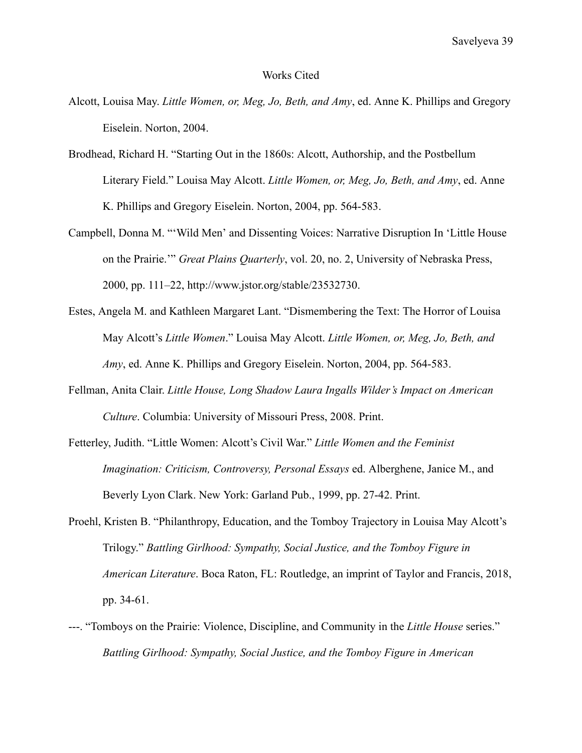Works Cited

Alcott, Louisa May. *Little Women, or, Meg, Jo, Beth, and Amy*, ed. Anne K. Phillips and Gregory Eiselein. Norton, 2004.

Brodhead, Richard H. "Starting Out in the 1860s: Alcott, Authorship, and the Postbellum Literary Field." Louisa May Alcott. *Little Women, or, Meg, Jo, Beth, and Amy*, ed. Anne K. Phillips and Gregory Eiselein. Norton, 2004, pp. 564-583.

Campbell, Donna M. "'Wild Men' and Dissenting Voices: Narrative Disruption In 'Little House on the Prairie.'" *Great Plains Quarterly*, vol. 20, no. 2, University of Nebraska Press, 2000, pp. 111–22, http://www.jstor.org/stable/23532730.

Estes, Angela M. and Kathleen Margaret Lant. "Dismembering the Text: The Horror of Louisa May Alcott's *Little Women*." Louisa May Alcott. *Little Women, or, Meg, Jo, Beth, and Amy*, ed. Anne K. Phillips and Gregory Eiselein. Norton, 2004, pp. 564-583.

Fellman, Anita Clair. *Little House, Long Shadow Laura Ingalls Wilder's Impact on American Culture*. Columbia: University of Missouri Press, 2008. Print.

Fetterley, Judith. "Little Women: Alcott's Civil War." *Little Women and the Feminist Imagination: Criticism, Controversy, Personal Essays* ed. Alberghene, Janice M., and Beverly Lyon Clark. New York: Garland Pub., 1999, pp. 27-42. Print.

Proehl, Kristen B. "Philanthropy, Education, and the Tomboy Trajectory in Louisa May Alcott's Trilogy." *Battling Girlhood: Sympathy, Social Justice, and the Tomboy Figure in American Literature*. Boca Raton, FL: Routledge, an imprint of Taylor and Francis, 2018, pp. 34-61.

---. "Tomboys on the Prairie: Violence, Discipline, and Community in the *Little House* series." *Battling Girlhood: Sympathy, Social Justice, and the Tomboy Figure in American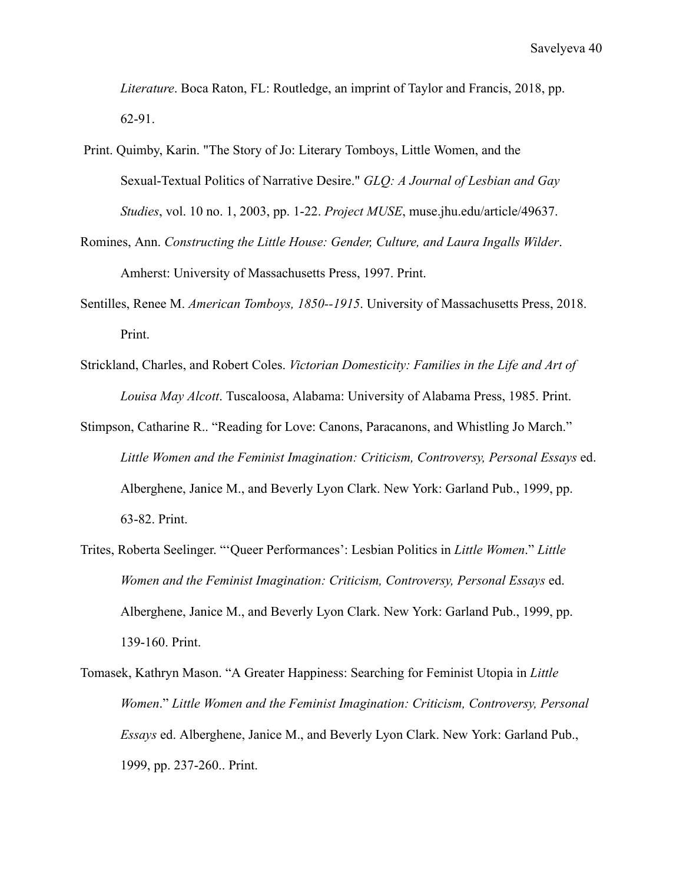*Literature*. Boca Raton, FL: Routledge, an imprint of Taylor and Francis, 2018, pp. 62-91.

Print. Quimby, Karin. "The Story of Jo: Literary Tomboys, Little Women, and the Sexual-Textual Politics of Narrative Desire." *GLQ: A Journal of Lesbian and Gay Studies*, vol. 10 no. 1, 2003, pp. 1-22. *Project MUSE*, muse.jhu.edu/article/49637.

Romines, Ann. *Constructing the Little House: Gender, Culture, and Laura Ingalls Wilder*. Amherst: University of Massachusetts Press, 1997. Print.

Sentilles, Renee M. *American Tomboys, 1850--1915*. University of Massachusetts Press, 2018. Print.

Strickland, Charles, and Robert Coles. *Victorian Domesticity: Families in the Life and Art of Louisa May Alcott*. Tuscaloosa, Alabama: University of Alabama Press, 1985. Print.

Stimpson, Catharine R.. "Reading for Love: Canons, Paracanons, and Whistling Jo March." *Little Women and the Feminist Imagination: Criticism, Controversy, Personal Essays* ed. Alberghene, Janice M., and Beverly Lyon Clark. New York: Garland Pub., 1999, pp. 63-82. Print.

Trites, Roberta Seelinger. "'Queer Performances': Lesbian Politics in *Little Women*." *Little Women and the Feminist Imagination: Criticism, Controversy, Personal Essays* ed. Alberghene, Janice M., and Beverly Lyon Clark. New York: Garland Pub., 1999, pp. 139-160. Print.

Tomasek, Kathryn Mason. "A Greater Happiness: Searching for Feminist Utopia in *Little Women*." *Little Women and the Feminist Imagination: Criticism, Controversy, Personal Essays* ed. Alberghene, Janice M., and Beverly Lyon Clark. New York: Garland Pub., 1999, pp. 237-260.. Print.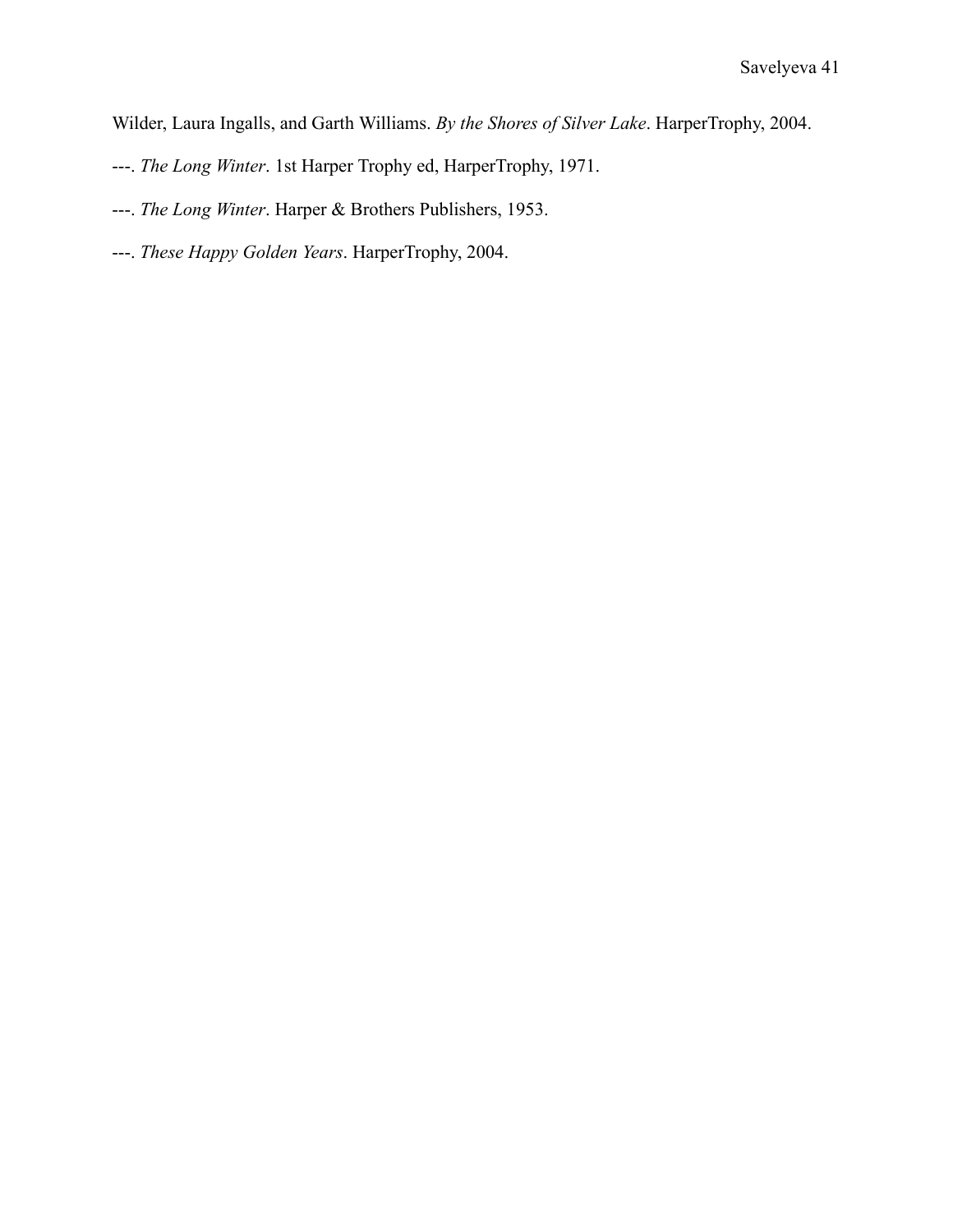Wilder, Laura Ingalls, and Garth Williams. *By the Shores of Silver Lake*. HarperTrophy, 2004.

---. *The Long Winter*. 1st Harper Trophy ed, HarperTrophy, 1971.

---. *The Long Winter*. Harper & Brothers Publishers, 1953.

---. *These Happy Golden Years*. HarperTrophy, 2004.